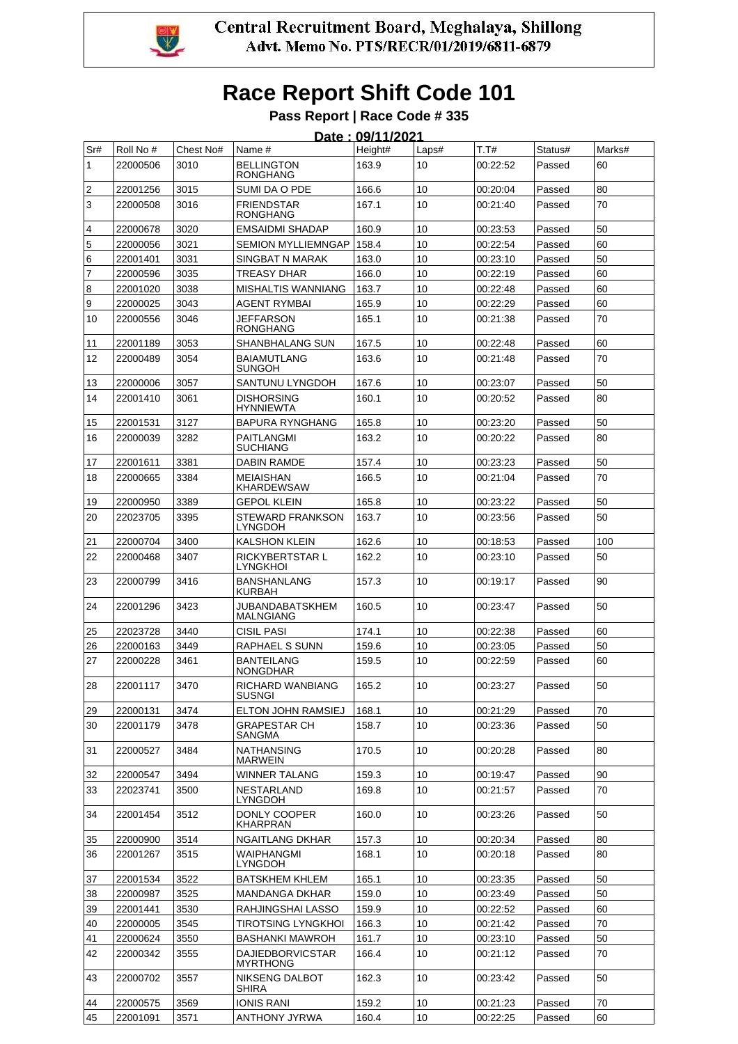Central Recruitment Board, Meghalaya, Shillong
Advt. Memo No. PTS/RECR/01/2019/6811-6879

# Race Report Shift Code 101

**Pass Report | Race Code # 335**

**Date : 09/11/2021**

| Sr# | Roll No # | Chest No# | Name # | Height# | Laps# | T.T# | Status# | Marks# |
|---|---|---|---|---|---|---|---|---|
| 1 | 22000506 | 3010 | BELLINGTON RONGHANG | 163.9 | 10 | 00:22:52 | Passed | 60 |
| 2 | 22001256 | 3015 | SUMI DA O PDE | 166.6 | 10 | 00:20:04 | Passed | 80 |
| 3 | 22000508 | 3016 | FRIENDSTAR RONGHANG | 167.1 | 10 | 00:21:40 | Passed | 70 |
| 4 | 22000678 | 3020 | EMSAIDMI SHADAP | 160.9 | 10 | 00:23:53 | Passed | 50 |
| 5 | 22000056 | 3021 | SEMION MYLLIEMNGAP | 158.4 | 10 | 00:22:54 | Passed | 60 |
| 6 | 22001401 | 3031 | SINGBAT N MARAK | 163.0 | 10 | 00:23:10 | Passed | 50 |
| 7 | 22000596 | 3035 | TREASY DHAR | 166.0 | 10 | 00:22:19 | Passed | 60 |
| 8 | 22001020 | 3038 | MISHALTIS WANNIANG | 163.7 | 10 | 00:22:48 | Passed | 60 |
| 9 | 22000025 | 3043 | AGENT RYMBAI | 165.9 | 10 | 00:22:29 | Passed | 60 |
| 10 | 22000556 | 3046 | JEFFARSON RONGHANG | 165.1 | 10 | 00:21:38 | Passed | 70 |
| 11 | 22001189 | 3053 | SHANBHALANG SUN | 167.5 | 10 | 00:22:48 | Passed | 60 |
| 12 | 22000489 | 3054 | BAIAMUTLANG SUNGOH | 163.6 | 10 | 00:21:48 | Passed | 70 |
| 13 | 22000006 | 3057 | SANTUNU LYNGDOH | 167.6 | 10 | 00:23:07 | Passed | 50 |
| 14 | 22001410 | 3061 | DISHORSING HYNNIEWTA | 160.1 | 10 | 00:20:52 | Passed | 80 |
| 15 | 22001531 | 3127 | BAPURA RYNGHANG | 165.8 | 10 | 00:23:20 | Passed | 50 |
| 16 | 22000039 | 3282 | PAITLANGMI SUCHIANG | 163.2 | 10 | 00:20:22 | Passed | 80 |
| 17 | 22001611 | 3381 | DABIN RAMDE | 157.4 | 10 | 00:23:23 | Passed | 50 |
| 18 | 22000665 | 3384 | MEIAISHAN KHARDEWSAW | 166.5 | 10 | 00:21:04 | Passed | 70 |
| 19 | 22000950 | 3389 | GEPOL KLEIN | 165.8 | 10 | 00:23:22 | Passed | 50 |
| 20 | 22023705 | 3395 | STEWARD FRANKSON LYNGDOH | 163.7 | 10 | 00:23:56 | Passed | 50 |
| 21 | 22000704 | 3400 | KALSHON KLEIN | 162.6 | 10 | 00:18:53 | Passed | 100 |
| 22 | 22000468 | 3407 | RICKYBERTSTAR L LYNGKHOI | 162.2 | 10 | 00:23:10 | Passed | 50 |
| 23 | 22000799 | 3416 | BANSHANLANG KURBAH | 157.3 | 10 | 00:19:17 | Passed | 90 |
| 24 | 22001296 | 3423 | JUBANDABATSKHEM MALNGIANG | 160.5 | 10 | 00:23:47 | Passed | 50 |
| 25 | 22023728 | 3440 | CISIL PASI | 174.1 | 10 | 00:22:38 | Passed | 60 |
| 26 | 22000163 | 3449 | RAPHAEL S SUNN | 159.6 | 10 | 00:23:05 | Passed | 50 |
| 27 | 22000228 | 3461 | BANTEILANG NONGDHAR | 159.5 | 10 | 00:22:59 | Passed | 60 |
| 28 | 22001117 | 3470 | RICHARD WANBIANG SUSNGI | 165.2 | 10 | 00:23:27 | Passed | 50 |
| 29 | 22000131 | 3474 | ELTON JOHN RAMSIEJ | 168.1 | 10 | 00:21:29 | Passed | 70 |
| 30 | 22001179 | 3478 | GRAPESTAR CH SANGMA | 158.7 | 10 | 00:23:36 | Passed | 50 |
| 31 | 22000527 | 3484 | NATHANSING MARWEIN | 170.5 | 10 | 00:20:28 | Passed | 80 |
| 32 | 22000547 | 3494 | WINNER TALANG | 159.3 | 10 | 00:19:47 | Passed | 90 |
| 33 | 22023741 | 3500 | NESTARLAND LYNGDOH | 169.8 | 10 | 00:21:57 | Passed | 70 |
| 34 | 22001454 | 3512 | DONLY COOPER KHARPRAN | 160.0 | 10 | 00:23:26 | Passed | 50 |
| 35 | 22000900 | 3514 | NGAITLANG DKHAR | 157.3 | 10 | 00:20:34 | Passed | 80 |
| 36 | 22001267 | 3515 | WAIPHANGMI LYNGDOH | 168.1 | 10 | 00:20:18 | Passed | 80 |
| 37 | 22001534 | 3522 | BATSKHEM KHLEM | 165.1 | 10 | 00:23:35 | Passed | 50 |
| 38 | 22000987 | 3525 | MANDANGA DKHAR | 159.0 | 10 | 00:23:49 | Passed | 50 |
| 39 | 22001441 | 3530 | RAHJINGSHAI LASSO | 159.9 | 10 | 00:22:52 | Passed | 60 |
| 40 | 22000005 | 3545 | TIROTSING LYNGKHOI | 166.3 | 10 | 00:21:42 | Passed | 70 |
| 41 | 22000624 | 3550 | BASHANKI MAWROH | 161.7 | 10 | 00:23:10 | Passed | 50 |
| 42 | 22000342 | 3555 | DAJIEDBORVICSTAR MYRTHONG | 166.4 | 10 | 00:21:12 | Passed | 70 |
| 43 | 22000702 | 3557 | NIKSENG DALBOT SHIRA | 162.3 | 10 | 00:23:42 | Passed | 50 |
| 44 | 22000575 | 3569 | IONIS RANI | 159.2 | 10 | 00:21:23 | Passed | 70 |
| 45 | 22001091 | 3571 | ANTHONY JYRWA | 160.4 | 10 | 00:22:25 | Passed | 60 |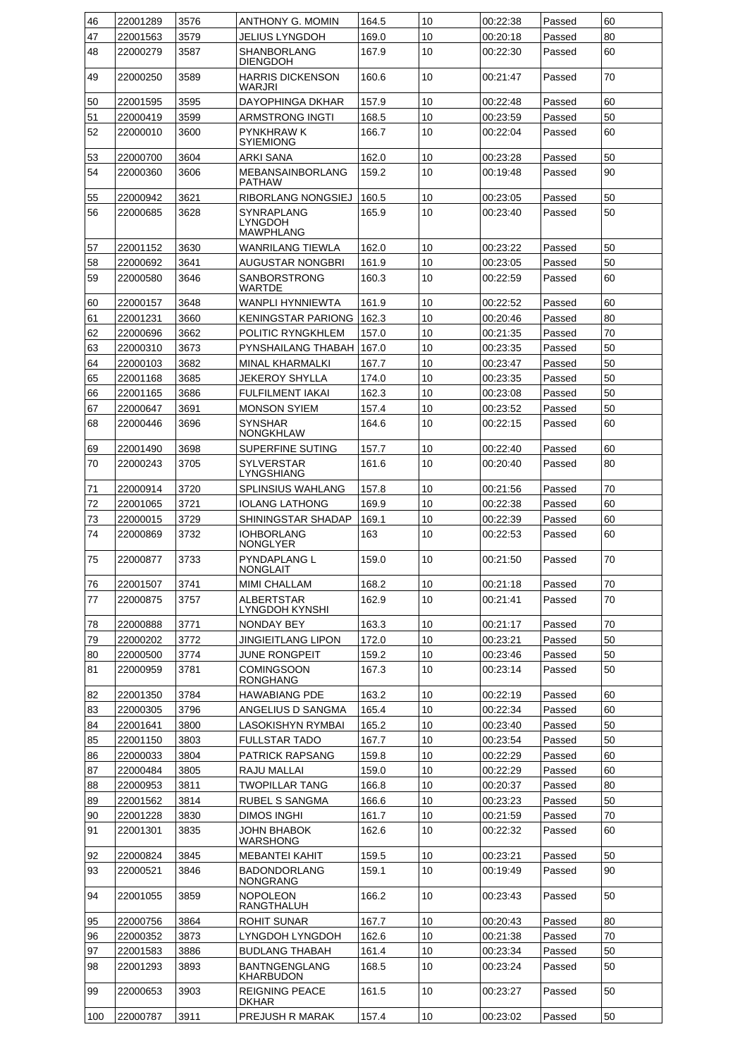| 46 | 22001289 | 3576 | ANTHONY G. MOMIN | 164.5 | 10 | 00:22:38 | Passed | 60 |
|---|---|---|---|---|---|---|---|---|
| 47 | 22001563 | 3579 | JELIUS LYNGDOH | 169.0 | 10 | 00:20:18 | Passed | 80 |
| 48 | 22000279 | 3587 | SHANBORLANG DIENGDOH | 167.9 | 10 | 00:22:30 | Passed | 60 |
| 49 | 22000250 | 3589 | HARRIS DICKENSON WARJRI | 160.6 | 10 | 00:21:47 | Passed | 70 |
| 50 | 22001595 | 3595 | DAYOPHINGA DKHAR | 157.9 | 10 | 00:22:48 | Passed | 60 |
| 51 | 22000419 | 3599 | ARMSTRONG INGTI | 168.5 | 10 | 00:23:59 | Passed | 50 |
| 52 | 22000010 | 3600 | PYNKHRAW K SYIEMIONG | 166.7 | 10 | 00:22:04 | Passed | 60 |
| 53 | 22000700 | 3604 | ARKI SANA | 162.0 | 10 | 00:23:28 | Passed | 50 |
| 54 | 22000360 | 3606 | MEBANSAINBORLANG PATHAW | 159.2 | 10 | 00:19:48 | Passed | 90 |
| 55 | 22000942 | 3621 | RIBORLANG NONGSIEJ | 160.5 | 10 | 00:23:05 | Passed | 50 |
| 56 | 22000685 | 3628 | SYNRAPLANG LYNGDOH MAWPHLANG | 165.9 | 10 | 00:23:40 | Passed | 50 |
| 57 | 22001152 | 3630 | WANRILANG TIEWLA | 162.0 | 10 | 00:23:22 | Passed | 50 |
| 58 | 22000692 | 3641 | AUGUSTAR NONGBRI | 161.9 | 10 | 00:23:05 | Passed | 50 |
| 59 | 22000580 | 3646 | SANBORSTRONG WARTDE | 160.3 | 10 | 00:22:59 | Passed | 60 |
| 60 | 22000157 | 3648 | WANPLI HYNNIEWTA | 161.9 | 10 | 00:22:52 | Passed | 60 |
| 61 | 22001231 | 3660 | KENINGSTAR PARIONG | 162.3 | 10 | 00:20:46 | Passed | 80 |
| 62 | 22000696 | 3662 | POLITIC RYNGKHLEM | 157.0 | 10 | 00:21:35 | Passed | 70 |
| 63 | 22000310 | 3673 | PYNSHAILANG THABAH | 167.0 | 10 | 00:23:35 | Passed | 50 |
| 64 | 22000103 | 3682 | MINAL KHARMALKI | 167.7 | 10 | 00:23:47 | Passed | 50 |
| 65 | 22001168 | 3685 | JEKEROY SHYLLA | 174.0 | 10 | 00:23:35 | Passed | 50 |
| 66 | 22001165 | 3686 | FULFILMENT IAKAI | 162.3 | 10 | 00:23:08 | Passed | 50 |
| 67 | 22000647 | 3691 | MONSON SYIEM | 157.4 | 10 | 00:23:52 | Passed | 50 |
| 68 | 22000446 | 3696 | SYNSHAR NONGKHLAW | 164.6 | 10 | 00:22:15 | Passed | 60 |
| 69 | 22001490 | 3698 | SUPERFINE SUTING | 157.7 | 10 | 00:22:40 | Passed | 60 |
| 70 | 22000243 | 3705 | SYLVERSTAR LYNGSHIANG | 161.6 | 10 | 00:20:40 | Passed | 80 |
| 71 | 22000914 | 3720 | SPLINSIUS WAHLANG | 157.8 | 10 | 00:21:56 | Passed | 70 |
| 72 | 22001065 | 3721 | IOLANG LATHONG | 169.9 | 10 | 00:22:38 | Passed | 60 |
| 73 | 22000015 | 3729 | SHININGSTAR SHADAP | 169.1 | 10 | 00:22:39 | Passed | 60 |
| 74 | 22000869 | 3732 | IOHBORLANG NONGLYER | 163 | 10 | 00:22:53 | Passed | 60 |
| 75 | 22000877 | 3733 | PYNDAPLANG L NONGLAIT | 159.0 | 10 | 00:21:50 | Passed | 70 |
| 76 | 22001507 | 3741 | MIMI CHALLAM | 168.2 | 10 | 00:21:18 | Passed | 70 |
| 77 | 22000875 | 3757 | ALBERTSTAR LYNGDOH KYNSHI | 162.9 | 10 | 00:21:41 | Passed | 70 |
| 78 | 22000888 | 3771 | NONDAY BEY | 163.3 | 10 | 00:21:17 | Passed | 70 |
| 79 | 22000202 | 3772 | JINGIEITLANG LIPON | 172.0 | 10 | 00:23:21 | Passed | 50 |
| 80 | 22000500 | 3774 | JUNE RONGPEIT | 159.2 | 10 | 00:23:46 | Passed | 50 |
| 81 | 22000959 | 3781 | COMINGSOON RONGHANG | 167.3 | 10 | 00:23:14 | Passed | 50 |
| 82 | 22001350 | 3784 | HAWABIANG PDE | 163.2 | 10 | 00:22:19 | Passed | 60 |
| 83 | 22000305 | 3796 | ANGELIUS D SANGMA | 165.4 | 10 | 00:22:34 | Passed | 60 |
| 84 | 22001641 | 3800 | LASOKISHYN RYMBAI | 165.2 | 10 | 00:23:40 | Passed | 50 |
| 85 | 22001150 | 3803 | FULLSTAR TADO | 167.7 | 10 | 00:23:54 | Passed | 50 |
| 86 | 22000033 | 3804 | PATRICK RAPSANG | 159.8 | 10 | 00:22:29 | Passed | 60 |
| 87 | 22000484 | 3805 | RAJU MALLAI | 159.0 | 10 | 00:22:29 | Passed | 60 |
| 88 | 22000953 | 3811 | TWOPILLAR TANG | 166.8 | 10 | 00:20:37 | Passed | 80 |
| 89 | 22001562 | 3814 | RUBEL S SANGMA | 166.6 | 10 | 00:23:23 | Passed | 50 |
| 90 | 22001228 | 3830 | DIMOS INGHI | 161.7 | 10 | 00:21:59 | Passed | 70 |
| 91 | 22001301 | 3835 | JOHN BHABOK WARSHONG | 162.6 | 10 | 00:22:32 | Passed | 60 |
| 92 | 22000824 | 3845 | MEBANTEI KAHIT | 159.5 | 10 | 00:23:21 | Passed | 50 |
| 93 | 22000521 | 3846 | BADONDORLANG NONGRANG | 159.1 | 10 | 00:19:49 | Passed | 90 |
| 94 | 22001055 | 3859 | NOPOLEON RANGTHALUH | 166.2 | 10 | 00:23:43 | Passed | 50 |
| 95 | 22000756 | 3864 | ROHIT SUNAR | 167.7 | 10 | 00:20:43 | Passed | 80 |
| 96 | 22000352 | 3873 | LYNGDOH LYNGDOH | 162.6 | 10 | 00:21:38 | Passed | 70 |
| 97 | 22001583 | 3886 | BUDLANG THABAH | 161.4 | 10 | 00:23:34 | Passed | 50 |
| 98 | 22001293 | 3893 | BANTNGENGLANG KHARBUDON | 168.5 | 10 | 00:23:24 | Passed | 50 |
| 99 | 22000653 | 3903 | REIGNING PEACE DKHAR | 161.5 | 10 | 00:23:27 | Passed | 50 |
| 100 | 22000787 | 3911 | PREJUSH R MARAK | 157.4 | 10 | 00:23:02 | Passed | 50 |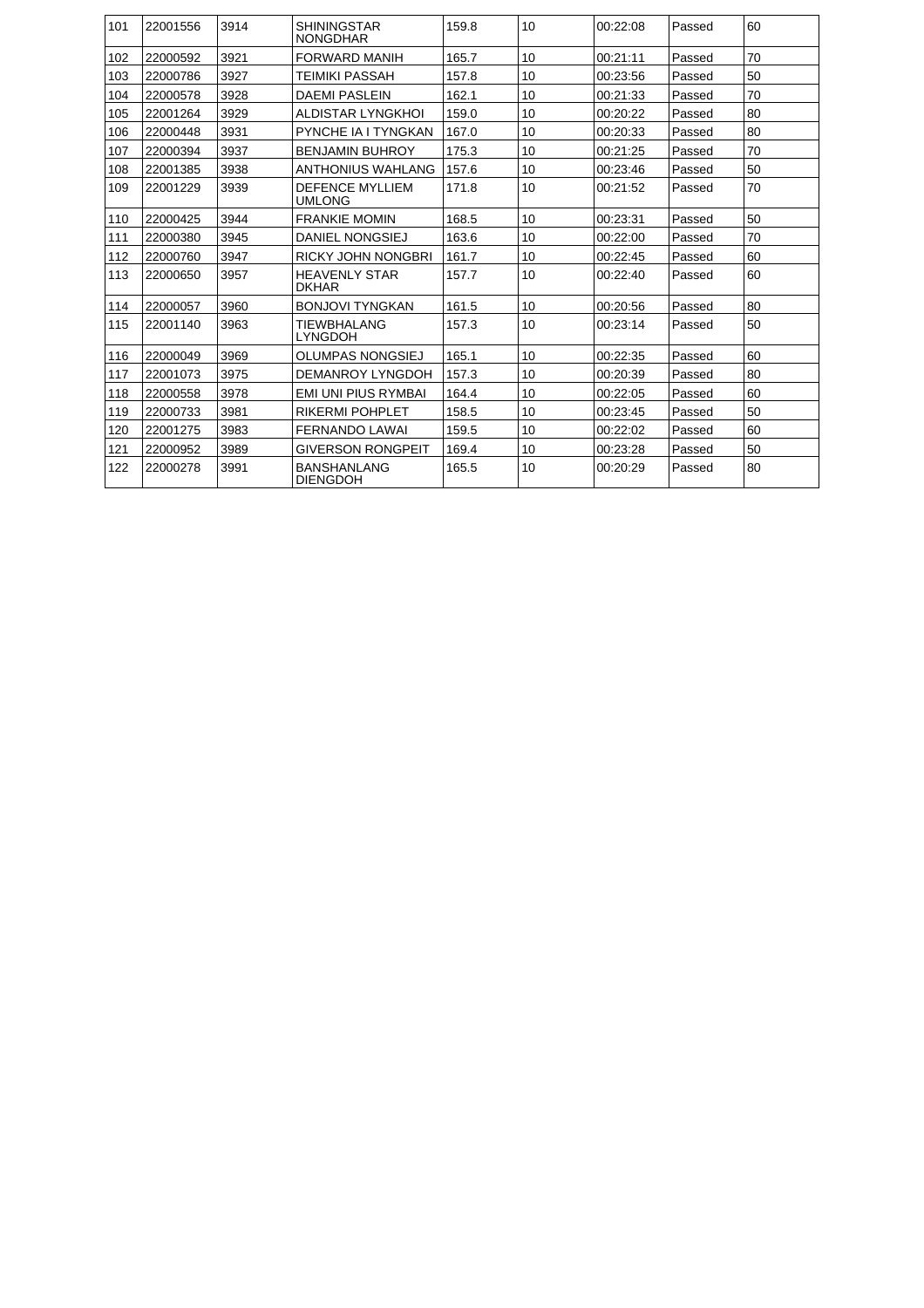| | | | | | | | | |
|---|---|---|---|---|---|---|---|---|
| 101 | 22001556 | 3914 | SHININGSTAR NONGDHAR | 159.8 | 10 | 00:22:08 | Passed | 60 |
| 102 | 22000592 | 3921 | FORWARD MANIH | 165.7 | 10 | 00:21:11 | Passed | 70 |
| 103 | 22000786 | 3927 | TEIMIKI PASSAH | 157.8 | 10 | 00:23:56 | Passed | 50 |
| 104 | 22000578 | 3928 | DAEMI PASLEIN | 162.1 | 10 | 00:21:33 | Passed | 70 |
| 105 | 22001264 | 3929 | ALDISTAR LYNGKHOI | 159.0 | 10 | 00:20:22 | Passed | 80 |
| 106 | 22000448 | 3931 | PYNCHE IA I TYNGKAN | 167.0 | 10 | 00:20:33 | Passed | 80 |
| 107 | 22000394 | 3937 | BENJAMIN BUHROY | 175.3 | 10 | 00:21:25 | Passed | 70 |
| 108 | 22001385 | 3938 | ANTHONIUS WAHLANG | 157.6 | 10 | 00:23:46 | Passed | 50 |
| 109 | 22001229 | 3939 | DEFENCE MYLLIEM UMLONG | 171.8 | 10 | 00:21:52 | Passed | 70 |
| 110 | 22000425 | 3944 | FRANKIE MOMIN | 168.5 | 10 | 00:23:31 | Passed | 50 |
| 111 | 22000380 | 3945 | DANIEL NONGSIEJ | 163.6 | 10 | 00:22:00 | Passed | 70 |
| 112 | 22000760 | 3947 | RICKY JOHN NONGBRI | 161.7 | 10 | 00:22:45 | Passed | 60 |
| 113 | 22000650 | 3957 | HEAVENLY STAR DKHAR | 157.7 | 10 | 00:22:40 | Passed | 60 |
| 114 | 22000057 | 3960 | BONJOVI TYNGKAN | 161.5 | 10 | 00:20:56 | Passed | 80 |
| 115 | 22001140 | 3963 | TIEWBHALANG LYNGDOH | 157.3 | 10 | 00:23:14 | Passed | 50 |
| 116 | 22000049 | 3969 | OLUMPAS NONGSIEJ | 165.1 | 10 | 00:22:35 | Passed | 60 |
| 117 | 22001073 | 3975 | DEMANROY LYNGDOH | 157.3 | 10 | 00:20:39 | Passed | 80 |
| 118 | 22000558 | 3978 | EMI UNI PIUS RYMBAI | 164.4 | 10 | 00:22:05 | Passed | 60 |
| 119 | 22000733 | 3981 | RIKERMI POHPLET | 158.5 | 10 | 00:23:45 | Passed | 50 |
| 120 | 22001275 | 3983 | FERNANDO LAWAI | 159.5 | 10 | 00:22:02 | Passed | 60 |
| 121 | 22000952 | 3989 | GIVERSON RONGPEIT | 169.4 | 10 | 00:23:28 | Passed | 50 |
| 122 | 22000278 | 3991 | BANSHANLANG DIENGDOH | 165.5 | 10 | 00:20:29 | Passed | 80 |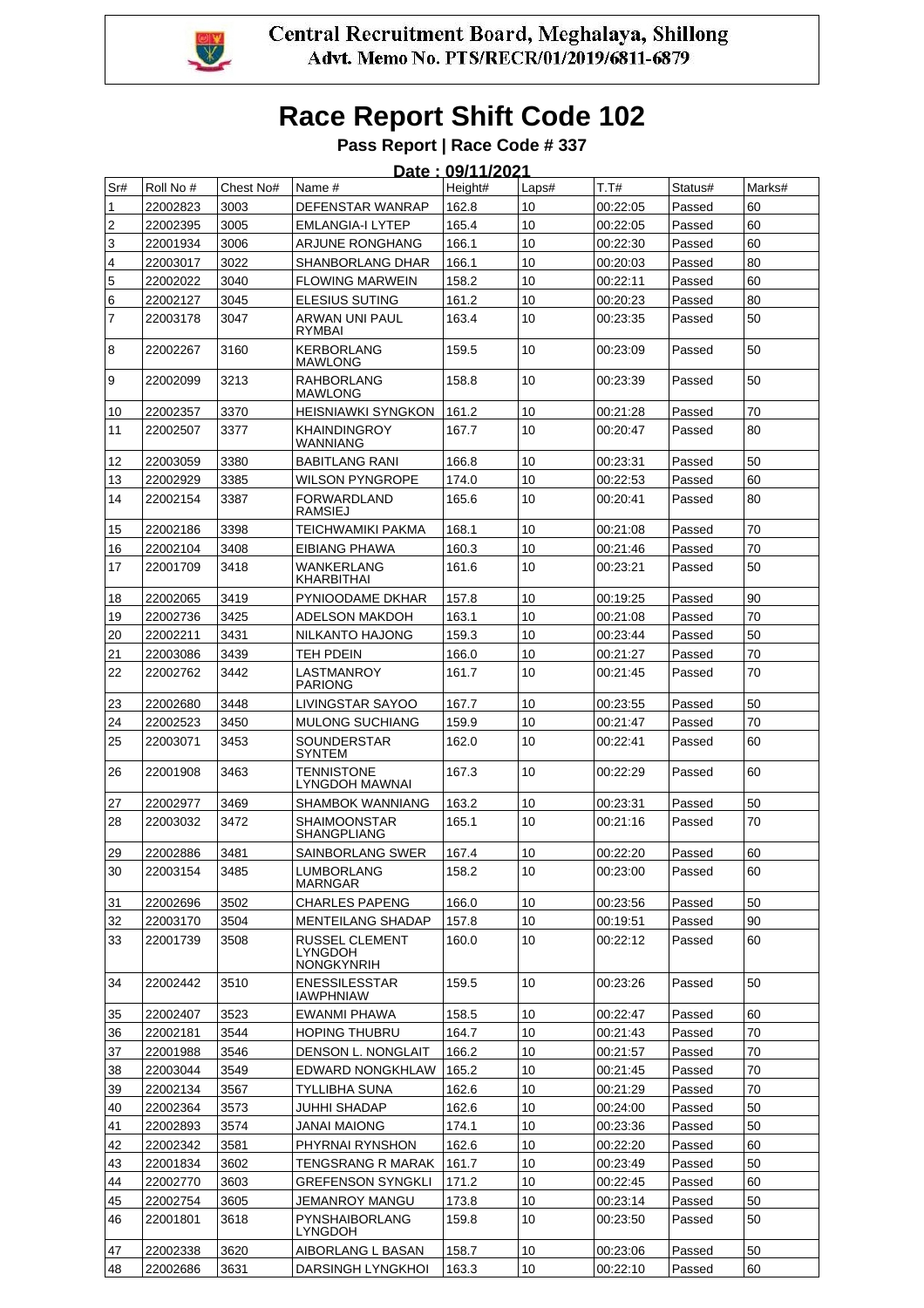Central Recruitment Board, Meghalaya, Shillong
Advt. Memo No. PTS/RECR/01/2019/6811-6879

# Race Report Shift Code 102

**Pass Report | Race Code # 337**

**Date : 09/11/2021**

| Sr# | Roll No # | Chest No# | Name # | Height# | Laps# | T.T# | Status# | Marks# |
|---|---|---|---|---|---|---|---|---|
| 1 | 22002823 | 3003 | DEFENSTAR WANRAP | 162.8 | 10 | 00:22:05 | Passed | 60 |
| 2 | 22002395 | 3005 | EMLANGIA-I LYTEP | 165.4 | 10 | 00:22:05 | Passed | 60 |
| 3 | 22001934 | 3006 | ARJUNE RONGHANG | 166.1 | 10 | 00:22:30 | Passed | 60 |
| 4 | 22003017 | 3022 | SHANBORLANG DHAR | 166.1 | 10 | 00:20:03 | Passed | 80 |
| 5 | 22002022 | 3040 | FLOWING MARWEIN | 158.2 | 10 | 00:22:11 | Passed | 60 |
| 6 | 22002127 | 3045 | ELESIUS SUTING | 161.2 | 10 | 00:20:23 | Passed | 80 |
| 7 | 22003178 | 3047 | ARWAN UNI PAUL RYMBAI | 163.4 | 10 | 00:23:35 | Passed | 50 |
| 8 | 22002267 | 3160 | KERBORLANG MAWLONG | 159.5 | 10 | 00:23:09 | Passed | 50 |
| 9 | 22002099 | 3213 | RAHBORLANG MAWLONG | 158.8 | 10 | 00:23:39 | Passed | 50 |
| 10 | 22002357 | 3370 | HEISNIAWKI SYNGKON | 161.2 | 10 | 00:21:28 | Passed | 70 |
| 11 | 22002507 | 3377 | KHAINDINGROY WANNIANG | 167.7 | 10 | 00:20:47 | Passed | 80 |
| 12 | 22003059 | 3380 | BABITLANG RANI | 166.8 | 10 | 00:23:31 | Passed | 50 |
| 13 | 22002929 | 3385 | WILSON PYNGROPE | 174.0 | 10 | 00:22:53 | Passed | 60 |
| 14 | 22002154 | 3387 | FORWARDLAND RAMSIEJ | 165.6 | 10 | 00:20:41 | Passed | 80 |
| 15 | 22002186 | 3398 | TEICHWAMIKI PAKMA | 168.1 | 10 | 00:21:08 | Passed | 70 |
| 16 | 22002104 | 3408 | EIBIANG PHAWA | 160.3 | 10 | 00:21:46 | Passed | 70 |
| 17 | 22001709 | 3418 | WANKERLANG KHARBITHAI | 161.6 | 10 | 00:23:21 | Passed | 50 |
| 18 | 22002065 | 3419 | PYNIOODAME DKHAR | 157.8 | 10 | 00:19:25 | Passed | 90 |
| 19 | 22002736 | 3425 | ADELSON MAKDOH | 163.1 | 10 | 00:21:08 | Passed | 70 |
| 20 | 22002211 | 3431 | NILKANTO HAJONG | 159.3 | 10 | 00:23:44 | Passed | 50 |
| 21 | 22003086 | 3439 | TEH PDEIN | 166.0 | 10 | 00:21:27 | Passed | 70 |
| 22 | 22002762 | 3442 | LASTMANROY PARIONG | 161.7 | 10 | 00:21:45 | Passed | 70 |
| 23 | 22002680 | 3448 | LIVINGSTAR SAYOO | 167.7 | 10 | 00:23:55 | Passed | 50 |
| 24 | 22002523 | 3450 | MULONG SUCHIANG | 159.9 | 10 | 00:21:47 | Passed | 70 |
| 25 | 22003071 | 3453 | SOUNDERSTAR SYNTEM | 162.0 | 10 | 00:22:41 | Passed | 60 |
| 26 | 22001908 | 3463 | TENNISTONE LYNGDOH MAWNAI | 167.3 | 10 | 00:22:29 | Passed | 60 |
| 27 | 22002977 | 3469 | SHAMBOK WANNIANG | 163.2 | 10 | 00:23:31 | Passed | 50 |
| 28 | 22003032 | 3472 | SHAIMOONSTAR SHANGPLIANG | 165.1 | 10 | 00:21:16 | Passed | 70 |
| 29 | 22002886 | 3481 | SAINBORLANG SWER | 167.4 | 10 | 00:22:20 | Passed | 60 |
| 30 | 22003154 | 3485 | LUMBORLANG MARNGAR | 158.2 | 10 | 00:23:00 | Passed | 60 |
| 31 | 22002696 | 3502 | CHARLES PAPENG | 166.0 | 10 | 00:23:56 | Passed | 50 |
| 32 | 22003170 | 3504 | MENTEILANG SHADAP | 157.8 | 10 | 00:19:51 | Passed | 90 |
| 33 | 22001739 | 3508 | RUSSEL CLEMENT LYNGDOH NONGKYNRIH | 160.0 | 10 | 00:22:12 | Passed | 60 |
| 34 | 22002442 | 3510 | ENESSILESSTAR IAWPHNIAW | 159.5 | 10 | 00:23:26 | Passed | 50 |
| 35 | 22002407 | 3523 | EWANMI PHAWA | 158.5 | 10 | 00:22:47 | Passed | 60 |
| 36 | 22002181 | 3544 | HOPING THUBRU | 164.7 | 10 | 00:21:43 | Passed | 70 |
| 37 | 22001988 | 3546 | DENSON L. NONGLAIT | 166.2 | 10 | 00:21:57 | Passed | 70 |
| 38 | 22003044 | 3549 | EDWARD NONGKHLAW | 165.2 | 10 | 00:21:45 | Passed | 70 |
| 39 | 22002134 | 3567 | TYLLIBHA SUNA | 162.6 | 10 | 00:21:29 | Passed | 70 |
| 40 | 22002364 | 3573 | JUHHI SHADAP | 162.6 | 10 | 00:24:00 | Passed | 50 |
| 41 | 22002893 | 3574 | JANAI MAIONG | 174.1 | 10 | 00:23:36 | Passed | 50 |
| 42 | 22002342 | 3581 | PHYRNAI RYNSHON | 162.6 | 10 | 00:22:20 | Passed | 60 |
| 43 | 22001834 | 3602 | TENGSRANG R MARAK | 161.7 | 10 | 00:23:49 | Passed | 50 |
| 44 | 22002770 | 3603 | GREFENSON SYNGKLI | 171.2 | 10 | 00:22:45 | Passed | 60 |
| 45 | 22002754 | 3605 | JEMANROY MANGU | 173.8 | 10 | 00:23:14 | Passed | 50 |
| 46 | 22001801 | 3618 | PYNSHAIBORLANG LYNGDOH | 159.8 | 10 | 00:23:50 | Passed | 50 |
| 47 | 22002338 | 3620 | AIBORLANG L BASAN | 158.7 | 10 | 00:23:06 | Passed | 50 |
| 48 | 22002686 | 3631 | DARSINGH LYNGKHOI | 163.3 | 10 | 00:22:10 | Passed | 60 |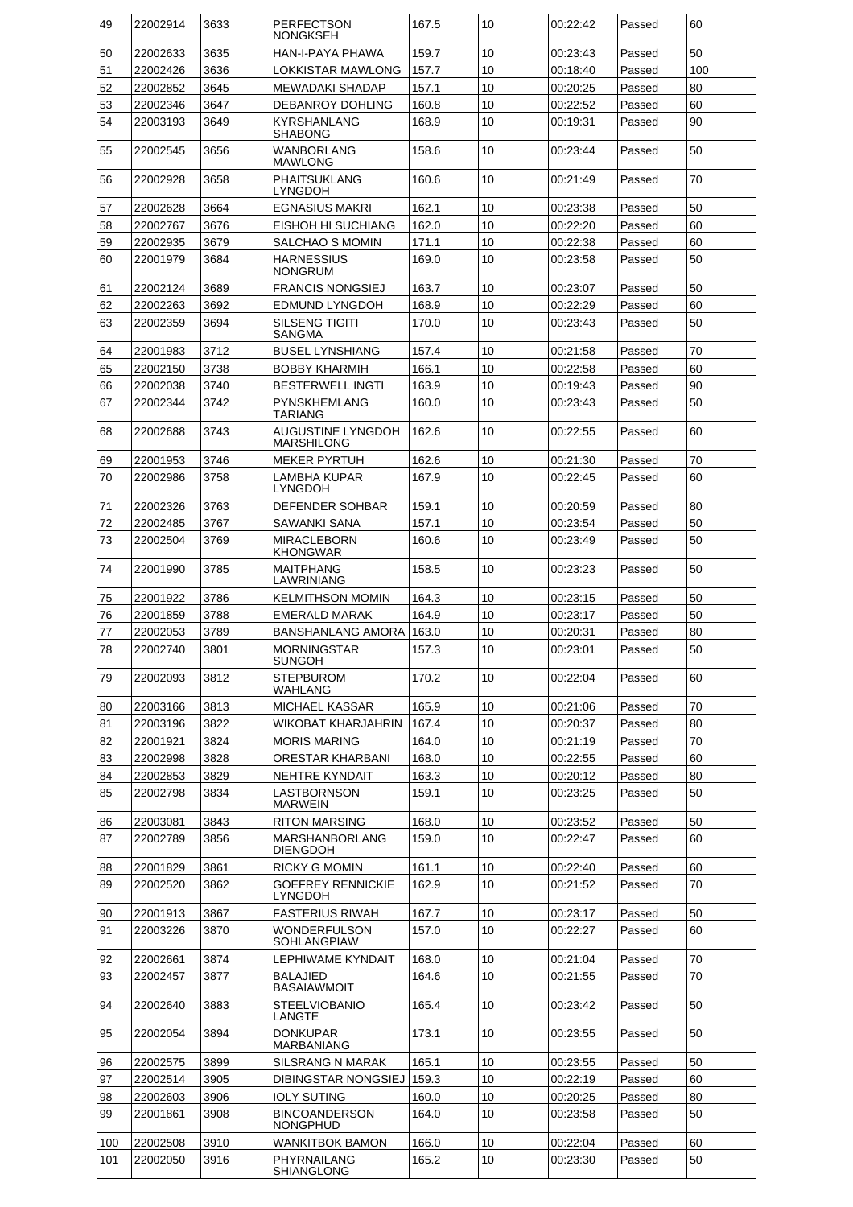| 49 | 22002914 | 3633 | PERFECTSON NONGKSEH | 167.5 | 10 | 00:22:42 | Passed | 60 |
|---|---|---|---|---|---|---|---|---|
| 50 | 22002633 | 3635 | HAN-I-PAYA PHAWA | 159.7 | 10 | 00:23:43 | Passed | 50 |
| 51 | 22002426 | 3636 | LOKKISTAR MAWLONG | 157.7 | 10 | 00:18:40 | Passed | 100 |
| 52 | 22002852 | 3645 | MEWADAKI SHADAP | 157.1 | 10 | 00:20:25 | Passed | 80 |
| 53 | 22002346 | 3647 | DEBANROY DOHLING | 160.8 | 10 | 00:22:52 | Passed | 60 |
| 54 | 22003193 | 3649 | KYRSHANLANG SHABONG | 168.9 | 10 | 00:19:31 | Passed | 90 |
| 55 | 22002545 | 3656 | WANBORLANG MAWLONG | 158.6 | 10 | 00:23:44 | Passed | 50 |
| 56 | 22002928 | 3658 | PHAITSUKLANG LYNGDOH | 160.6 | 10 | 00:21:49 | Passed | 70 |
| 57 | 22002628 | 3664 | EGNASIUS MAKRI | 162.1 | 10 | 00:23:38 | Passed | 50 |
| 58 | 22002767 | 3676 | EISHOH HI SUCHIANG | 162.0 | 10 | 00:22:20 | Passed | 60 |
| 59 | 22002935 | 3679 | SALCHAO S MOMIN | 171.1 | 10 | 00:22:38 | Passed | 60 |
| 60 | 22001979 | 3684 | HARNESSIUS NONGRUM | 169.0 | 10 | 00:23:58 | Passed | 50 |
| 61 | 22002124 | 3689 | FRANCIS NONGSIEJ | 163.7 | 10 | 00:23:07 | Passed | 50 |
| 62 | 22002263 | 3692 | EDMUND LYNGDOH | 168.9 | 10 | 00:22:29 | Passed | 60 |
| 63 | 22002359 | 3694 | SILSENG TIGITI SANGMA | 170.0 | 10 | 00:23:43 | Passed | 50 |
| 64 | 22001983 | 3712 | BUSEL LYNSHIANG | 157.4 | 10 | 00:21:58 | Passed | 70 |
| 65 | 22002150 | 3738 | BOBBY KHARMIH | 166.1 | 10 | 00:22:58 | Passed | 60 |
| 66 | 22002038 | 3740 | BESTERWELL INGTI | 163.9 | 10 | 00:19:43 | Passed | 90 |
| 67 | 22002344 | 3742 | PYNSKHEMLANG TARIANG | 160.0 | 10 | 00:23:43 | Passed | 50 |
| 68 | 22002688 | 3743 | AUGUSTINE LYNGDOH MARSHILONG | 162.6 | 10 | 00:22:55 | Passed | 60 |
| 69 | 22001953 | 3746 | MEKER PYRTUH | 162.6 | 10 | 00:21:30 | Passed | 70 |
| 70 | 22002986 | 3758 | LAMBHA KUPAR LYNGDOH | 167.9 | 10 | 00:22:45 | Passed | 60 |
| 71 | 22002326 | 3763 | DEFENDER SOHBAR | 159.1 | 10 | 00:20:59 | Passed | 80 |
| 72 | 22002485 | 3767 | SAWANKI SANA | 157.1 | 10 | 00:23:54 | Passed | 50 |
| 73 | 22002504 | 3769 | MIRACLEBORN KHONGWAR | 160.6 | 10 | 00:23:49 | Passed | 50 |
| 74 | 22001990 | 3785 | MAITPHANG LAWRINIANG | 158.5 | 10 | 00:23:23 | Passed | 50 |
| 75 | 22001922 | 3786 | KELMITHSON MOMIN | 164.3 | 10 | 00:23:15 | Passed | 50 |
| 76 | 22001859 | 3788 | EMERALD MARAK | 164.9 | 10 | 00:23:17 | Passed | 50 |
| 77 | 22002053 | 3789 | BANSHANLANG AMORA | 163.0 | 10 | 00:20:31 | Passed | 80 |
| 78 | 22002740 | 3801 | MORNINGSTAR SUNGOH | 157.3 | 10 | 00:23:01 | Passed | 50 |
| 79 | 22002093 | 3812 | STEPBUROM WAHLANG | 170.2 | 10 | 00:22:04 | Passed | 60 |
| 80 | 22003166 | 3813 | MICHAEL KASSAR | 165.9 | 10 | 00:21:06 | Passed | 70 |
| 81 | 22003196 | 3822 | WIKOBAT KHARJAHRIN | 167.4 | 10 | 00:20:37 | Passed | 80 |
| 82 | 22001921 | 3824 | MORIS MARING | 164.0 | 10 | 00:21:19 | Passed | 70 |
| 83 | 22002998 | 3828 | ORESTAR KHARBANI | 168.0 | 10 | 00:22:55 | Passed | 60 |
| 84 | 22002853 | 3829 | NEHTRE KYNDAIT | 163.3 | 10 | 00:20:12 | Passed | 80 |
| 85 | 22002798 | 3834 | LASTBORNSON MARWEIN | 159.1 | 10 | 00:23:25 | Passed | 50 |
| 86 | 22003081 | 3843 | RITON MARSING | 168.0 | 10 | 00:23:52 | Passed | 50 |
| 87 | 22002789 | 3856 | MARSHANBORLANG DIENGDOH | 159.0 | 10 | 00:22:47 | Passed | 60 |
| 88 | 22001829 | 3861 | RICKY G MOMIN | 161.1 | 10 | 00:22:40 | Passed | 60 |
| 89 | 22002520 | 3862 | GOEFREY RENNICKIE LYNGDOH | 162.9 | 10 | 00:21:52 | Passed | 70 |
| 90 | 22001913 | 3867 | FASTERIUS RIWAH | 167.7 | 10 | 00:23:17 | Passed | 50 |
| 91 | 22003226 | 3870 | WONDERFULSON SOHLANGPIAW | 157.0 | 10 | 00:22:27 | Passed | 60 |
| 92 | 22002661 | 3874 | LEPHIWAME KYNDAIT | 168.0 | 10 | 00:21:04 | Passed | 70 |
| 93 | 22002457 | 3877 | BALAJIED BASAIAWMOIT | 164.6 | 10 | 00:21:55 | Passed | 70 |
| 94 | 22002640 | 3883 | STEELVIOBANIO LANGTE | 165.4 | 10 | 00:23:42 | Passed | 50 |
| 95 | 22002054 | 3894 | DONKUPAR MARBANIANG | 173.1 | 10 | 00:23:55 | Passed | 50 |
| 96 | 22002575 | 3899 | SILSRANG N MARAK | 165.1 | 10 | 00:23:55 | Passed | 50 |
| 97 | 22002514 | 3905 | DIBINGSTAR NONGSIEJ | 159.3 | 10 | 00:22:19 | Passed | 60 |
| 98 | 22002603 | 3906 | IOLY SUTING | 160.0 | 10 | 00:20:25 | Passed | 80 |
| 99 | 22001861 | 3908 | BINCOANDERSON NONGPHUD | 164.0 | 10 | 00:23:58 | Passed | 50 |
| 100 | 22002508 | 3910 | WANKITBOK BAMON | 166.0 | 10 | 00:22:04 | Passed | 60 |
| 101 | 22002050 | 3916 | PHYRNAILANG SHIANGLONG | 165.2 | 10 | 00:23:30 | Passed | 50 |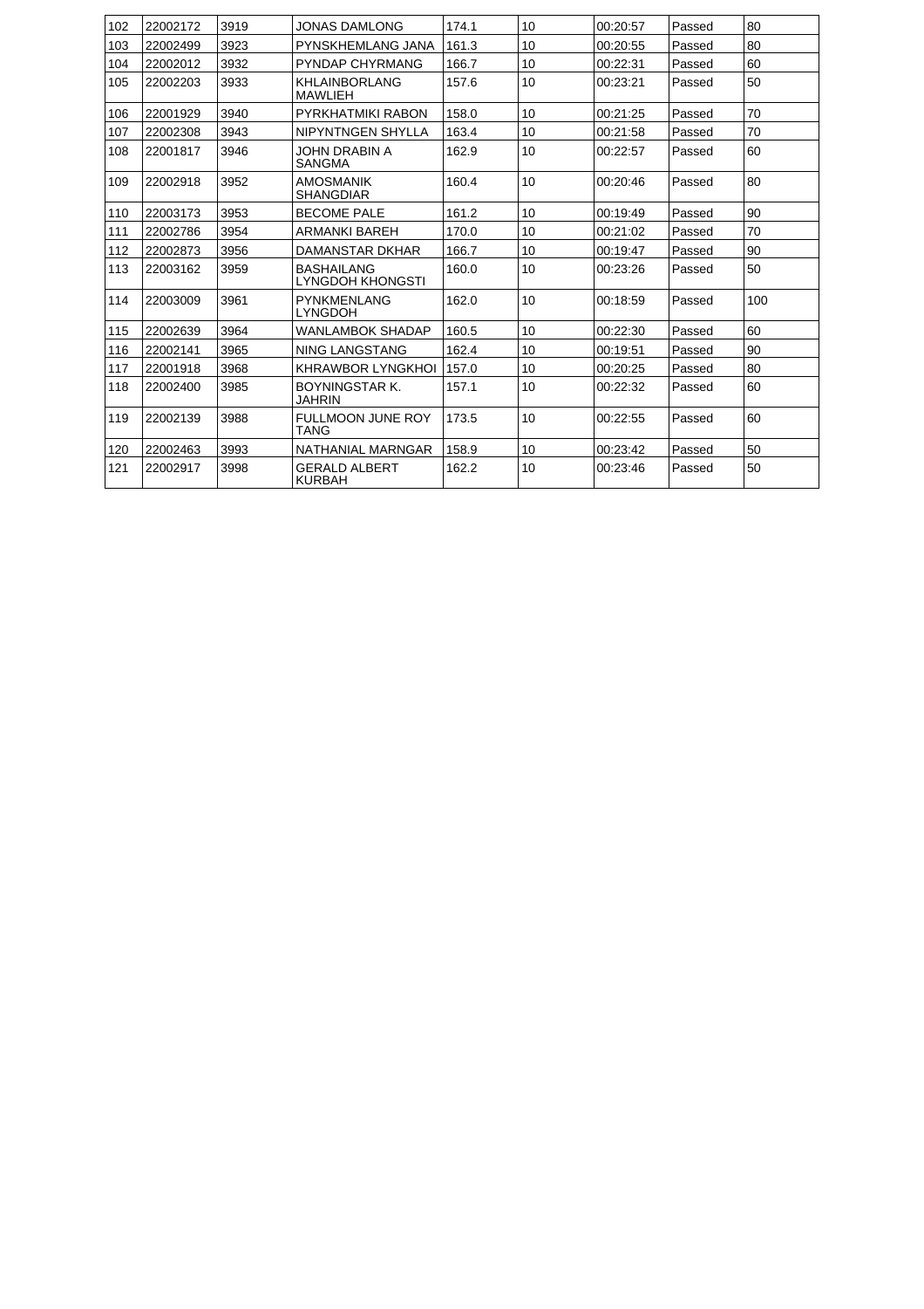| 102 | 22002172 | 3919 | JONAS DAMLONG | 174.1 | 10 | 00:20:57 | Passed | 80 |
|---|---|---|---|---|---|---|---|---|
| 103 | 22002499 | 3923 | PYNSKHEMLANG JANA | 161.3 | 10 | 00:20:55 | Passed | 80 |
| 104 | 22002012 | 3932 | PYNDAP CHYRMANG | 166.7 | 10 | 00:22:31 | Passed | 60 |
| 105 | 22002203 | 3933 | KHLAINBORLANG MAWLIEH | 157.6 | 10 | 00:23:21 | Passed | 50 |
| 106 | 22001929 | 3940 | PYRKHATMIKI RABON | 158.0 | 10 | 00:21:25 | Passed | 70 |
| 107 | 22002308 | 3943 | NIPYNTNGEN SHYLLA | 163.4 | 10 | 00:21:58 | Passed | 70 |
| 108 | 22001817 | 3946 | JOHN DRABIN A SANGMA | 162.9 | 10 | 00:22:57 | Passed | 60 |
| 109 | 22002918 | 3952 | AMOSMANIK SHANGDIAR | 160.4 | 10 | 00:20:46 | Passed | 80 |
| 110 | 22003173 | 3953 | BECOME PALE | 161.2 | 10 | 00:19:49 | Passed | 90 |
| 111 | 22002786 | 3954 | ARMANKI BAREH | 170.0 | 10 | 00:21:02 | Passed | 70 |
| 112 | 22002873 | 3956 | DAMANSTAR DKHAR | 166.7 | 10 | 00:19:47 | Passed | 90 |
| 113 | 22003162 | 3959 | BASHAILANG LYNGDOH KHONGSTI | 160.0 | 10 | 00:23:26 | Passed | 50 |
| 114 | 22003009 | 3961 | PYNKMENLANG LYNGDOH | 162.0 | 10 | 00:18:59 | Passed | 100 |
| 115 | 22002639 | 3964 | WANLAMBOK SHADAP | 160.5 | 10 | 00:22:30 | Passed | 60 |
| 116 | 22002141 | 3965 | NING LANGSTANG | 162.4 | 10 | 00:19:51 | Passed | 90 |
| 117 | 22001918 | 3968 | KHRAWBOR LYNGKHOI | 157.0 | 10 | 00:20:25 | Passed | 80 |
| 118 | 22002400 | 3985 | BOYNINGSTAR K. JAHRIN | 157.1 | 10 | 00:22:32 | Passed | 60 |
| 119 | 22002139 | 3988 | FULLMOON JUNE ROY TANG | 173.5 | 10 | 00:22:55 | Passed | 60 |
| 120 | 22002463 | 3993 | NATHANIAL MARNGAR | 158.9 | 10 | 00:23:42 | Passed | 50 |
| 121 | 22002917 | 3998 | GERALD ALBERT KURBAH | 162.2 | 10 | 00:23:46 | Passed | 50 |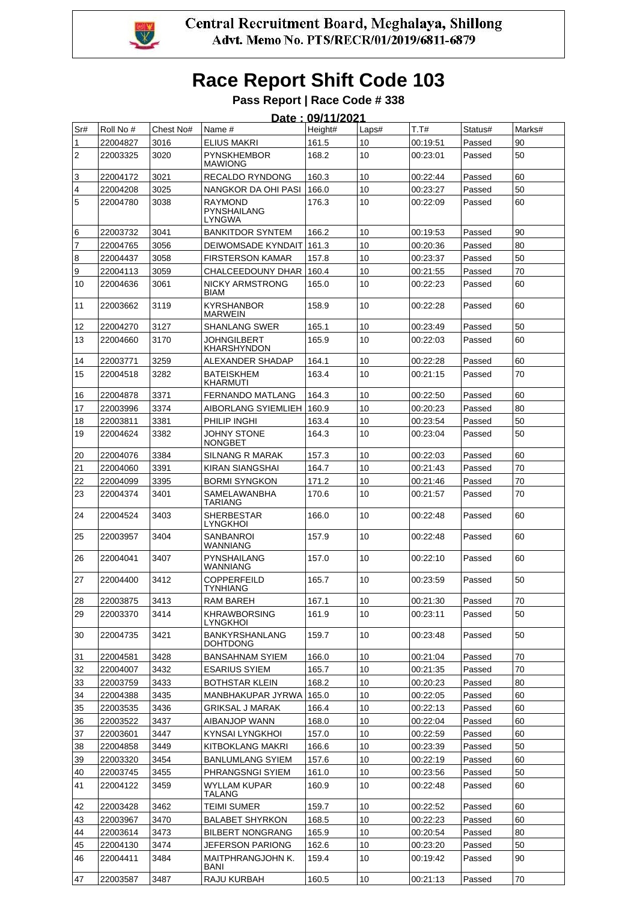Central Recruitment Board, Meghalaya, Shillong
Advt. Memo No. PTS/RECR/01/2019/6811-6879

# Race Report Shift Code 103

**Pass Report | Race Code # 338**

**Date : 09/11/2021**

| Sr# | Roll No # | Chest No# | Name # | Height# | Laps# | T.T# | Status# | Marks# |
|---|---|---|---|---|---|---|---|---|
| 1 | 22004827 | 3016 | ELIUS MAKRI | 161.5 | 10 | 00:19:51 | Passed | 90 |
| 2 | 22003325 | 3020 | PYNSKHEMBOR MAWIONG | 168.2 | 10 | 00:23:01 | Passed | 50 |
| 3 | 22004172 | 3021 | RECALDO RYNDONG | 160.3 | 10 | 00:22:44 | Passed | 60 |
| 4 | 22004208 | 3025 | NANGKOR DA OHI PASI | 166.0 | 10 | 00:23:27 | Passed | 50 |
| 5 | 22004780 | 3038 | RAYMOND PYNSHAILANG LYNGWA | 176.3 | 10 | 00:22:09 | Passed | 60 |
| 6 | 22003732 | 3041 | BANKITDOR SYNTEM | 166.2 | 10 | 00:19:53 | Passed | 90 |
| 7 | 22004765 | 3056 | DEIWOMSADE KYNDAIT | 161.3 | 10 | 00:20:36 | Passed | 80 |
| 8 | 22004437 | 3058 | FIRSTERSON KAMAR | 157.8 | 10 | 00:23:37 | Passed | 50 |
| 9 | 22004113 | 3059 | CHALCEEDOUNY DHAR | 160.4 | 10 | 00:21:55 | Passed | 70 |
| 10 | 22004636 | 3061 | NICKY ARMSTRONG BIAM | 165.0 | 10 | 00:22:23 | Passed | 60 |
| 11 | 22003662 | 3119 | KYRSHANBOR MARWEIN | 158.9 | 10 | 00:22:28 | Passed | 60 |
| 12 | 22004270 | 3127 | SHANLANG SWER | 165.1 | 10 | 00:23:49 | Passed | 50 |
| 13 | 22004660 | 3170 | JOHNGILBERT KHARSHYNDON | 165.9 | 10 | 00:22:03 | Passed | 60 |
| 14 | 22003771 | 3259 | ALEXANDER SHADAP | 164.1 | 10 | 00:22:28 | Passed | 60 |
| 15 | 22004518 | 3282 | BATEISKHEM KHARMUTI | 163.4 | 10 | 00:21:15 | Passed | 70 |
| 16 | 22004878 | 3371 | FERNANDO MATLANG | 164.3 | 10 | 00:22:50 | Passed | 60 |
| 17 | 22003996 | 3374 | AIBORLANG SYIEMLIEH | 160.9 | 10 | 00:20:23 | Passed | 80 |
| 18 | 22003811 | 3381 | PHILIP INGHI | 163.4 | 10 | 00:23:54 | Passed | 50 |
| 19 | 22004624 | 3382 | JOHNY STONE NONGBET | 164.3 | 10 | 00:23:04 | Passed | 50 |
| 20 | 22004076 | 3384 | SILNANG R MARAK | 157.3 | 10 | 00:22:03 | Passed | 60 |
| 21 | 22004060 | 3391 | KIRAN SIANGSHAI | 164.7 | 10 | 00:21:43 | Passed | 70 |
| 22 | 22004099 | 3395 | BORMI SYNGKON | 171.2 | 10 | 00:21:46 | Passed | 70 |
| 23 | 22004374 | 3401 | SAMELAWANBHA TARIANG | 170.6 | 10 | 00:21:57 | Passed | 70 |
| 24 | 22004524 | 3403 | SHERBESTAR LYNGKHOI | 166.0 | 10 | 00:22:48 | Passed | 60 |
| 25 | 22003957 | 3404 | SANBANROI WANNIANG | 157.9 | 10 | 00:22:48 | Passed | 60 |
| 26 | 22004041 | 3407 | PYNSHAILANG WANNIANG | 157.0 | 10 | 00:22:10 | Passed | 60 |
| 27 | 22004400 | 3412 | COPPERFEILD TYNHIANG | 165.7 | 10 | 00:23:59 | Passed | 50 |
| 28 | 22003875 | 3413 | RAM BAREH | 167.1 | 10 | 00:21:30 | Passed | 70 |
| 29 | 22003370 | 3414 | KHRAWBORSING LYNGKHOI | 161.9 | 10 | 00:23:11 | Passed | 50 |
| 30 | 22004735 | 3421 | BANKYRSHANLANG DOHTDONG | 159.7 | 10 | 00:23:48 | Passed | 50 |
| 31 | 22004581 | 3428 | BANSAHNAM SYIEM | 166.0 | 10 | 00:21:04 | Passed | 70 |
| 32 | 22004007 | 3432 | ESARIUS SYIEM | 165.7 | 10 | 00:21:35 | Passed | 70 |
| 33 | 22003759 | 3433 | BOTHSTAR KLEIN | 168.2 | 10 | 00:20:23 | Passed | 80 |
| 34 | 22004388 | 3435 | MANBHAKUPAR JYRWA | 165.0 | 10 | 00:22:05 | Passed | 60 |
| 35 | 22003535 | 3436 | GRIKSAL J MARAK | 166.4 | 10 | 00:22:13 | Passed | 60 |
| 36 | 22003522 | 3437 | AIBANJOP WANN | 168.0 | 10 | 00:22:04 | Passed | 60 |
| 37 | 22003601 | 3447 | KYNSAI LYNGKHOI | 157.0 | 10 | 00:22:59 | Passed | 60 |
| 38 | 22004858 | 3449 | KITBOKLANG MAKRI | 166.6 | 10 | 00:23:39 | Passed | 50 |
| 39 | 22003320 | 3454 | BANLUMLANG SYIEM | 157.6 | 10 | 00:22:19 | Passed | 60 |
| 40 | 22003745 | 3455 | PHRANGSNGI SYIEM | 161.0 | 10 | 00:23:56 | Passed | 50 |
| 41 | 22004122 | 3459 | WYLLAM KUPAR TALANG | 160.9 | 10 | 00:22:48 | Passed | 60 |
| 42 | 22003428 | 3462 | TEIMI SUMER | 159.7 | 10 | 00:22:52 | Passed | 60 |
| 43 | 22003967 | 3470 | BALABET SHYRKON | 168.5 | 10 | 00:22:23 | Passed | 60 |
| 44 | 22003614 | 3473 | BILBERT NONGRANG | 165.9 | 10 | 00:20:54 | Passed | 80 |
| 45 | 22004130 | 3474 | JEFERSON PARIONG | 162.6 | 10 | 00:23:20 | Passed | 50 |
| 46 | 22004411 | 3484 | MAITPHRANGJOHN K. BANI | 159.4 | 10 | 00:19:42 | Passed | 90 |
| 47 | 22003587 | 3487 | RAJU KURBAH | 160.5 | 10 | 00:21:13 | Passed | 70 |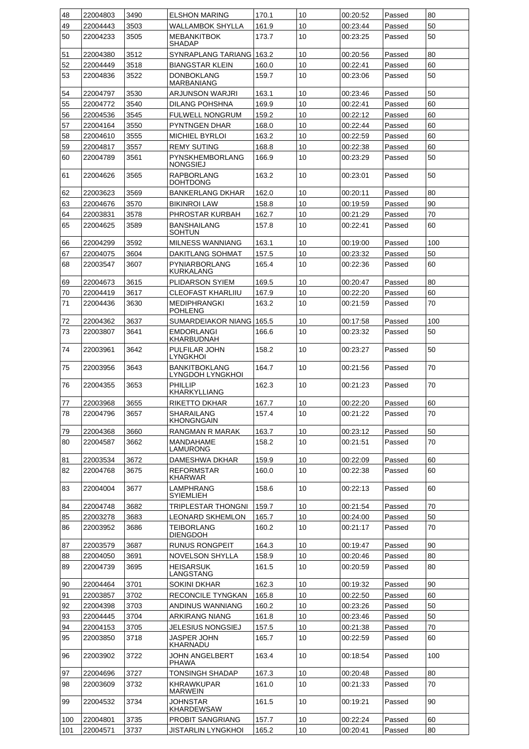| 48 | 22004803 | 3490 | ELSHON MARING | 170.1 | 10 | 00:20:52 | Passed | 80 |
|---|---|---|---|---|---|---|---|---|
| 49 | 22004443 | 3503 | WALLAMBOK SHYLLA | 161.9 | 10 | 00:23:44 | Passed | 50 |
| 50 | 22004233 | 3505 | MEBANKITBOK SHADAP | 173.7 | 10 | 00:23:25 | Passed | 50 |
| 51 | 22004380 | 3512 | SYNRAPLANG TARIANG | 163.2 | 10 | 00:20:56 | Passed | 80 |
| 52 | 22004449 | 3518 | BIANGSTAR KLEIN | 160.0 | 10 | 00:22:41 | Passed | 60 |
| 53 | 22004836 | 3522 | DONBOKLANG MARBANIANG | 159.7 | 10 | 00:23:06 | Passed | 50 |
| 54 | 22004797 | 3530 | ARJUNSON WARJRI | 163.1 | 10 | 00:23:46 | Passed | 50 |
| 55 | 22004772 | 3540 | DILANG POHSHNA | 169.9 | 10 | 00:22:41 | Passed | 60 |
| 56 | 22004536 | 3545 | FULWELL NONGRUM | 159.2 | 10 | 00:22:12 | Passed | 60 |
| 57 | 22004164 | 3550 | PYNTNGEN DHAR | 168.0 | 10 | 00:22:44 | Passed | 60 |
| 58 | 22004610 | 3555 | MICHIEL BYRLOI | 163.2 | 10 | 00:22:59 | Passed | 60 |
| 59 | 22004817 | 3557 | REMY SUTING | 168.8 | 10 | 00:22:38 | Passed | 60 |
| 60 | 22004789 | 3561 | PYNSKHEMBORLANG NONGSIEJ | 166.9 | 10 | 00:23:29 | Passed | 50 |
| 61 | 22004626 | 3565 | RAPBORLANG DOHTDONG | 163.2 | 10 | 00:23:01 | Passed | 50 |
| 62 | 22003623 | 3569 | BANKERLANG DKHAR | 162.0 | 10 | 00:20:11 | Passed | 80 |
| 63 | 22004676 | 3570 | BIKINROI LAW | 158.8 | 10 | 00:19:59 | Passed | 90 |
| 64 | 22003831 | 3578 | PHROSTAR KURBAH | 162.7 | 10 | 00:21:29 | Passed | 70 |
| 65 | 22004625 | 3589 | BANSHAILANG SOHTUN | 157.8 | 10 | 00:22:41 | Passed | 60 |
| 66 | 22004299 | 3592 | MILNESS WANNIANG | 163.1 | 10 | 00:19:00 | Passed | 100 |
| 67 | 22004075 | 3604 | DAKITLANG SOHMAT | 157.5 | 10 | 00:23:32 | Passed | 50 |
| 68 | 22003547 | 3607 | PYNIARBORLANG KURKALANG | 165.4 | 10 | 00:22:36 | Passed | 60 |
| 69 | 22004673 | 3615 | PLIDARSON SYIEM | 169.5 | 10 | 00:20:47 | Passed | 80 |
| 70 | 22004419 | 3617 | CLEOFAST KHARLIIU | 167.9 | 10 | 00:22:20 | Passed | 60 |
| 71 | 22004436 | 3630 | MEDIPHRANGKI POHLENG | 163.2 | 10 | 00:21:59 | Passed | 70 |
| 72 | 22004362 | 3637 | SUMARDEIAKOR NIANG | 165.5 | 10 | 00:17:58 | Passed | 100 |
| 73 | 22003807 | 3641 | EMDORLANGI KHARBUDNAH | 166.6 | 10 | 00:23:32 | Passed | 50 |
| 74 | 22003961 | 3642 | PULFILAR JOHN LYNGKHOI | 158.2 | 10 | 00:23:27 | Passed | 50 |
| 75 | 22003956 | 3643 | BANKITBOKLANG LYNGDOH LYNGKHOI | 164.7 | 10 | 00:21:56 | Passed | 70 |
| 76 | 22004355 | 3653 | PHILLIP KHARKYLLIANG | 162.3 | 10 | 00:21:23 | Passed | 70 |
| 77 | 22003968 | 3655 | RIKETTO DKHAR | 167.7 | 10 | 00:22:20 | Passed | 60 |
| 78 | 22004796 | 3657 | SHARAILANG KHONGNGAIN | 157.4 | 10 | 00:21:22 | Passed | 70 |
| 79 | 22004368 | 3660 | RANGMAN R MARAK | 163.7 | 10 | 00:23:12 | Passed | 50 |
| 80 | 22004587 | 3662 | MANDAHAME LAMURONG | 158.2 | 10 | 00:21:51 | Passed | 70 |
| 81 | 22003534 | 3672 | DAMESHWA DKHAR | 159.9 | 10 | 00:22:09 | Passed | 60 |
| 82 | 22004768 | 3675 | REFORMSTAR KHARWAR | 160.0 | 10 | 00:22:38 | Passed | 60 |
| 83 | 22004004 | 3677 | LAMPHRANG SYIEMLIEH | 158.6 | 10 | 00:22:13 | Passed | 60 |
| 84 | 22004748 | 3682 | TRIPLESTAR THONGNI | 159.7 | 10 | 00:21:54 | Passed | 70 |
| 85 | 22003278 | 3683 | LEONARD SKHEMLON | 165.7 | 10 | 00:24:00 | Passed | 50 |
| 86 | 22003952 | 3686 | TEIBORLANG DIENGDOH | 160.2 | 10 | 00:21:17 | Passed | 70 |
| 87 | 22003579 | 3687 | RUNUS RONGPEIT | 164.3 | 10 | 00:19:47 | Passed | 90 |
| 88 | 22004050 | 3691 | NOVELSON SHYLLA | 158.9 | 10 | 00:20:46 | Passed | 80 |
| 89 | 22004739 | 3695 | HEISARSUK LANGSTANG | 161.5 | 10 | 00:20:59 | Passed | 80 |
| 90 | 22004464 | 3701 | SOKINI DKHAR | 162.3 | 10 | 00:19:32 | Passed | 90 |
| 91 | 22003857 | 3702 | RECONCILE TYNGKAN | 165.8 | 10 | 00:22:50 | Passed | 60 |
| 92 | 22004398 | 3703 | ANDINUS WANNIANG | 160.2 | 10 | 00:23:26 | Passed | 50 |
| 93 | 22004445 | 3704 | ARKIRANG NIANG | 161.8 | 10 | 00:23:46 | Passed | 50 |
| 94 | 22004153 | 3705 | JELESIUS NONGSIEJ | 157.5 | 10 | 00:21:38 | Passed | 70 |
| 95 | 22003850 | 3718 | JASPER JOHN KHARNADU | 165.7 | 10 | 00:22:59 | Passed | 60 |
| 96 | 22003902 | 3722 | JOHN ANGELBERT PHAWA | 163.4 | 10 | 00:18:54 | Passed | 100 |
| 97 | 22004696 | 3727 | TONSINGH SHADAP | 167.3 | 10 | 00:20:48 | Passed | 80 |
| 98 | 22003609 | 3732 | KHRAWKUPAR MARWEIN | 161.0 | 10 | 00:21:33 | Passed | 70 |
| 99 | 22004532 | 3734 | JOHNSTAR KHARDEWSAW | 161.5 | 10 | 00:19:21 | Passed | 90 |
| 100 | 22004801 | 3735 | PROBIT SANGRIANG | 157.7 | 10 | 00:22:24 | Passed | 60 |
| 101 | 22004571 | 3737 | JISTARLIN LYNGKHOI | 165.2 | 10 | 00:20:41 | Passed | 80 |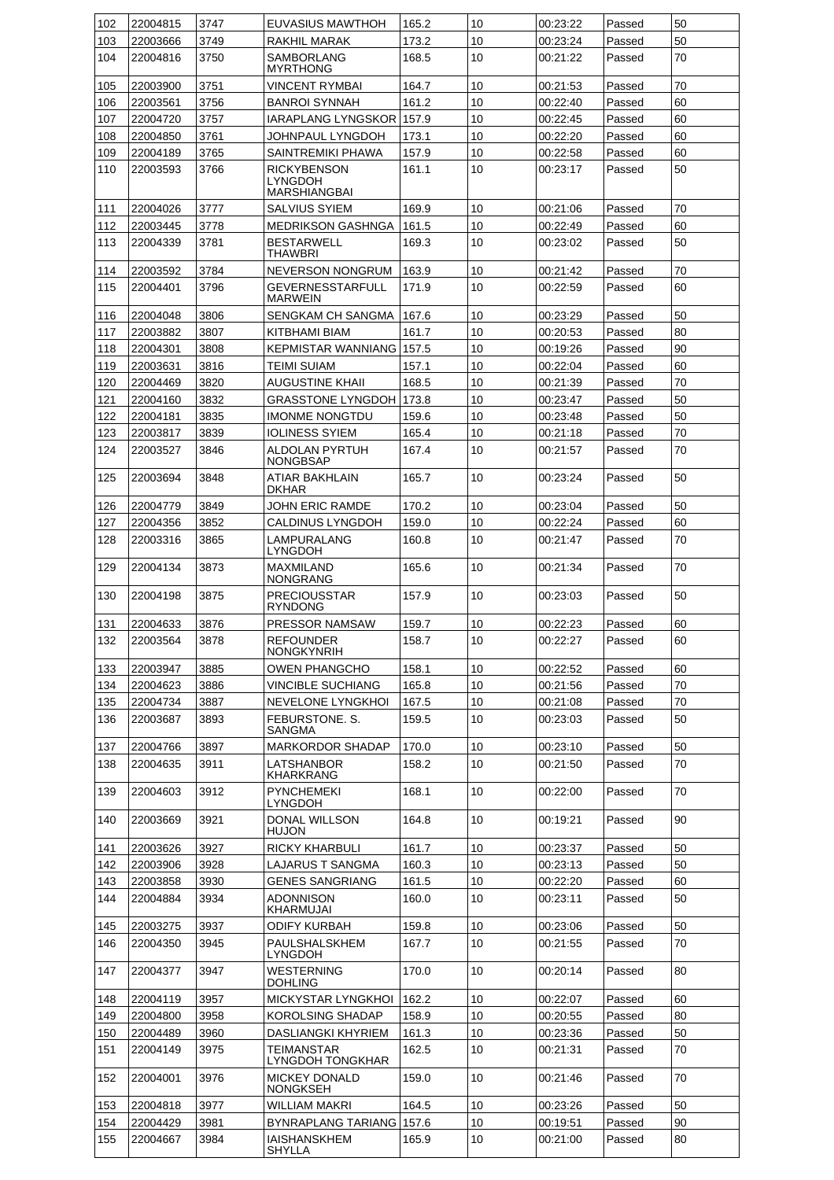| 102 | 22004815 | 3747 | EUVASIUS MAWTHOH | 165.2 | 10 | 00:23:22 | Passed | 50 |
|---|---|---|---|---|---|---|---|---|
| 103 | 22003666 | 3749 | RAKHIL MARAK | 173.2 | 10 | 00:23:24 | Passed | 50 |
| 104 | 22004816 | 3750 | SAMBORLANG MYRTHONG | 168.5 | 10 | 00:21:22 | Passed | 70 |
| 105 | 22003900 | 3751 | VINCENT RYMBAI | 164.7 | 10 | 00:21:53 | Passed | 70 |
| 106 | 22003561 | 3756 | BANROI SYNNAH | 161.2 | 10 | 00:22:40 | Passed | 60 |
| 107 | 22004720 | 3757 | IARAPLANG LYNGSKOR | 157.9 | 10 | 00:22:45 | Passed | 60 |
| 108 | 22004850 | 3761 | JOHNPAUL LYNGDOH | 173.1 | 10 | 00:22:20 | Passed | 60 |
| 109 | 22004189 | 3765 | SAINTREMIKI PHAWA | 157.9 | 10 | 00:22:58 | Passed | 60 |
| 110 | 22003593 | 3766 | RICKYBENSON LYNGDOH MARSHIANGBAI | 161.1 | 10 | 00:23:17 | Passed | 50 |
| 111 | 22004026 | 3777 | SALVIUS SYIEM | 169.9 | 10 | 00:21:06 | Passed | 70 |
| 112 | 22003445 | 3778 | MEDRIKSON GASHNGA | 161.5 | 10 | 00:22:49 | Passed | 60 |
| 113 | 22004339 | 3781 | BESTARWELL THAWBRI | 169.3 | 10 | 00:23:02 | Passed | 50 |
| 114 | 22003592 | 3784 | NEVERSON NONGRUM | 163.9 | 10 | 00:21:42 | Passed | 70 |
| 115 | 22004401 | 3796 | GEVERNESSTARFULL MARWEIN | 171.9 | 10 | 00:22:59 | Passed | 60 |
| 116 | 22004048 | 3806 | SENGKAM CH SANGMA | 167.6 | 10 | 00:23:29 | Passed | 50 |
| 117 | 22003882 | 3807 | KITBHAMI BIAM | 161.7 | 10 | 00:20:53 | Passed | 80 |
| 118 | 22004301 | 3808 | KEPMISTAR WANNIANG | 157.5 | 10 | 00:19:26 | Passed | 90 |
| 119 | 22003631 | 3816 | TEIMI SUIAM | 157.1 | 10 | 00:22:04 | Passed | 60 |
| 120 | 22004469 | 3820 | AUGUSTINE KHAII | 168.5 | 10 | 00:21:39 | Passed | 70 |
| 121 | 22004160 | 3832 | GRASSTONE LYNGDOH | 173.8 | 10 | 00:23:47 | Passed | 50 |
| 122 | 22004181 | 3835 | IMONME NONGTDU | 159.6 | 10 | 00:23:48 | Passed | 50 |
| 123 | 22003817 | 3839 | IOLINESS SYIEM | 165.4 | 10 | 00:21:18 | Passed | 70 |
| 124 | 22003527 | 3846 | ALDOLAN PYRTUH NONGBSAP | 167.4 | 10 | 00:21:57 | Passed | 70 |
| 125 | 22003694 | 3848 | ATIAR BAKHLAIN DKHAR | 165.7 | 10 | 00:23:24 | Passed | 50 |
| 126 | 22004779 | 3849 | JOHN ERIC RAMDE | 170.2 | 10 | 00:23:04 | Passed | 50 |
| 127 | 22004356 | 3852 | CALDINUS LYNGDOH | 159.0 | 10 | 00:22:24 | Passed | 60 |
| 128 | 22003316 | 3865 | LAMPURALANG LYNGDOH | 160.8 | 10 | 00:21:47 | Passed | 70 |
| 129 | 22004134 | 3873 | MAXMILAND NONGRANG | 165.6 | 10 | 00:21:34 | Passed | 70 |
| 130 | 22004198 | 3875 | PRECIOUSSTAR RYNDONG | 157.9 | 10 | 00:23:03 | Passed | 50 |
| 131 | 22004633 | 3876 | PRESSOR NAMSAW | 159.7 | 10 | 00:22:23 | Passed | 60 |
| 132 | 22003564 | 3878 | REFOUNDER NONGKYNRIH | 158.7 | 10 | 00:22:27 | Passed | 60 |
| 133 | 22003947 | 3885 | OWEN PHANGCHO | 158.1 | 10 | 00:22:52 | Passed | 60 |
| 134 | 22004623 | 3886 | VINCIBLE SUCHIANG | 165.8 | 10 | 00:21:56 | Passed | 70 |
| 135 | 22004734 | 3887 | NEVELONE LYNGKHOI | 167.5 | 10 | 00:21:08 | Passed | 70 |
| 136 | 22003687 | 3893 | FEBURSTONE. S. SANGMA | 159.5 | 10 | 00:23:03 | Passed | 50 |
| 137 | 22004766 | 3897 | MARKORDOR SHADAP | 170.0 | 10 | 00:23:10 | Passed | 50 |
| 138 | 22004635 | 3911 | LATSHANBOR KHARKRANG | 158.2 | 10 | 00:21:50 | Passed | 70 |
| 139 | 22004603 | 3912 | PYNCHEMEKI LYNGDOH | 168.1 | 10 | 00:22:00 | Passed | 70 |
| 140 | 22003669 | 3921 | DONAL WILLSON HUJON | 164.8 | 10 | 00:19:21 | Passed | 90 |
| 141 | 22003626 | 3927 | RICKY KHARBULI | 161.7 | 10 | 00:23:37 | Passed | 50 |
| 142 | 22003906 | 3928 | LAJARUS T SANGMA | 160.3 | 10 | 00:23:13 | Passed | 50 |
| 143 | 22003858 | 3930 | GENES SANGRIANG | 161.5 | 10 | 00:22:20 | Passed | 60 |
| 144 | 22004884 | 3934 | ADONNISON KHARMUJAI | 160.0 | 10 | 00:23:11 | Passed | 50 |
| 145 | 22003275 | 3937 | ODIFY KURBAH | 159.8 | 10 | 00:23:06 | Passed | 50 |
| 146 | 22004350 | 3945 | PAULSHALSKHEM LYNGDOH | 167.7 | 10 | 00:21:55 | Passed | 70 |
| 147 | 22004377 | 3947 | WESTERNING DOHLING | 170.0 | 10 | 00:20:14 | Passed | 80 |
| 148 | 22004119 | 3957 | MICKYSTAR LYNGKHOI | 162.2 | 10 | 00:22:07 | Passed | 60 |
| 149 | 22004800 | 3958 | KOROLSING SHADAP | 158.9 | 10 | 00:20:55 | Passed | 80 |
| 150 | 22004489 | 3960 | DASLIANGKI KHYRIEM | 161.3 | 10 | 00:23:36 | Passed | 50 |
| 151 | 22004149 | 3975 | TEIMANSTAR LYNGDOH TONGKHAR | 162.5 | 10 | 00:21:31 | Passed | 70 |
| 152 | 22004001 | 3976 | MICKEY DONALD NONGKSEH | 159.0 | 10 | 00:21:46 | Passed | 70 |
| 153 | 22004818 | 3977 | WILLIAM MAKRI | 164.5 | 10 | 00:23:26 | Passed | 50 |
| 154 | 22004429 | 3981 | BYNRAPLANG TARIANG | 157.6 | 10 | 00:19:51 | Passed | 90 |
| 155 | 22004667 | 3984 | IAISHANSKHEM SHYLLA | 165.9 | 10 | 00:21:00 | Passed | 80 |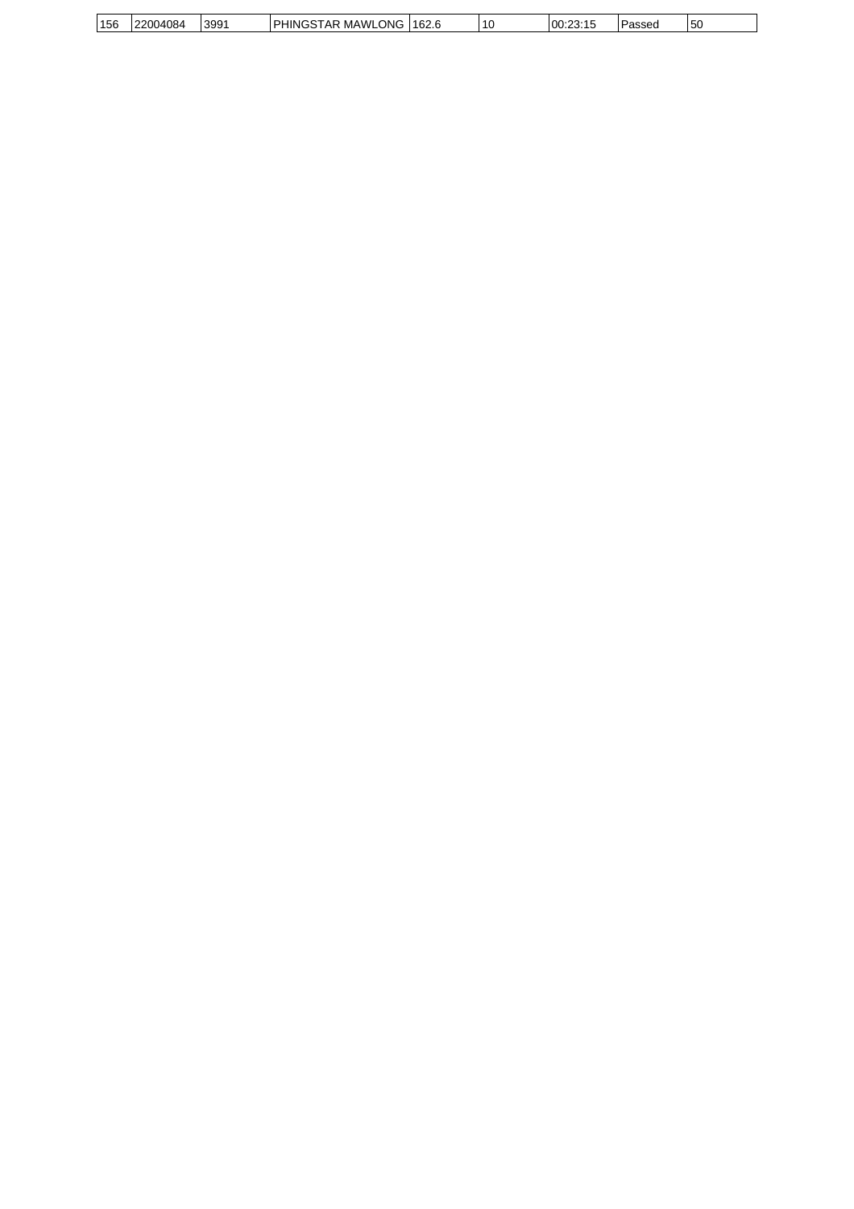| 156 | 22004084 | 3991 | PHINGSTAR MAWLONG | 162.6 | 10 | 00:23:15 | Passed | 50 |
|---|---|---|---|---|---|---|---|---|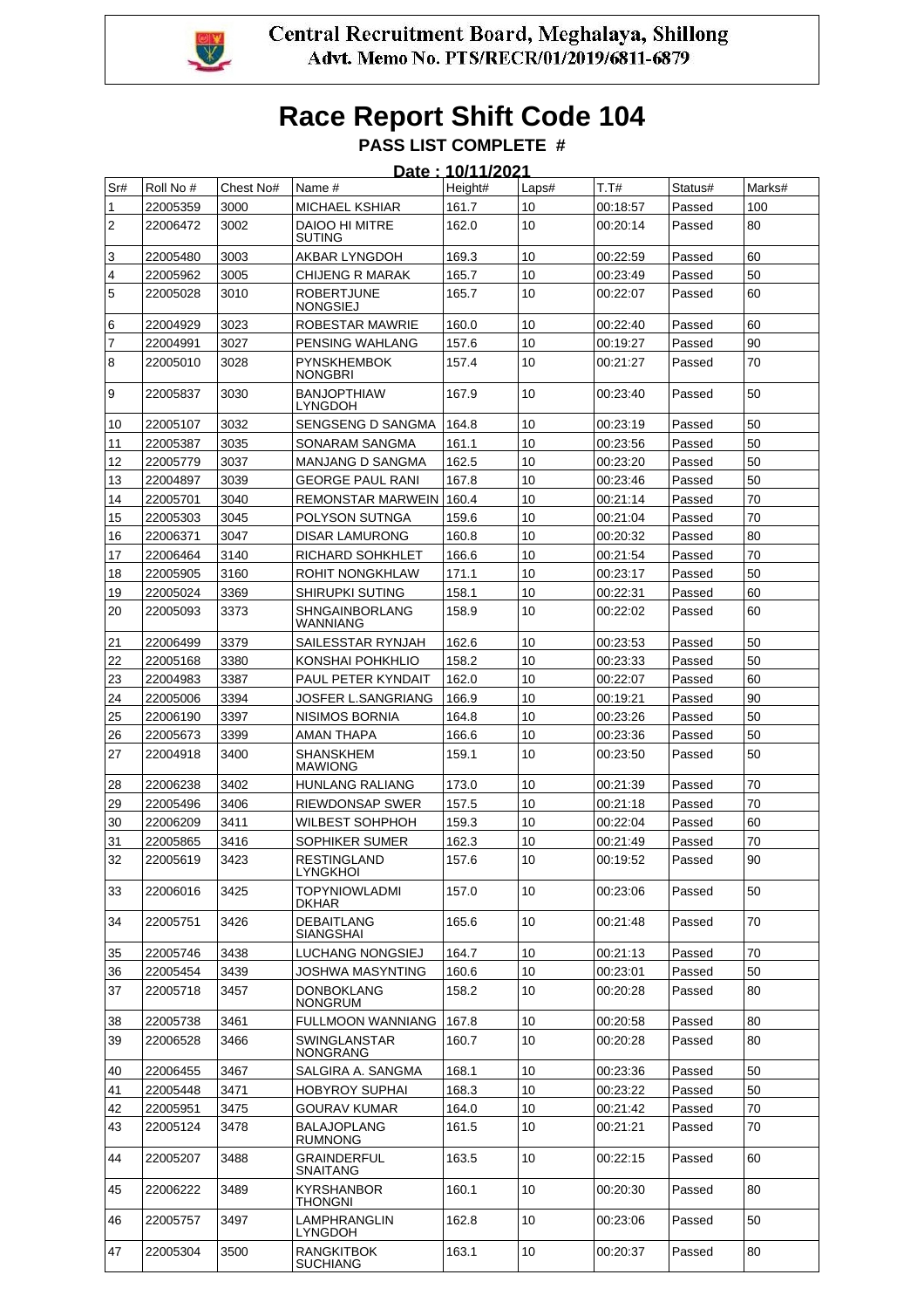Central Recruitment Board, Meghalaya, Shillong
Advt. Memo No. PTS/RECR/01/2019/6811-6879

# Race Report Shift Code 104

## PASS LIST COMPLETE #

**Date : 10/11/2021**

| Sr# | Roll No # | Chest No# | Name # | Height# | Laps# | T.T# | Status# | Marks# |
|---|---|---|---|---|---|---|---|---|
| 1 | 22005359 | 3000 | MICHAEL KSHIAR | 161.7 | 10 | 00:18:57 | Passed | 100 |
| 2 | 22006472 | 3002 | DAIOO HI MITRE SUTING | 162.0 | 10 | 00:20:14 | Passed | 80 |
| 3 | 22005480 | 3003 | AKBAR LYNGDOH | 169.3 | 10 | 00:22:59 | Passed | 60 |
| 4 | 22005962 | 3005 | CHIJENG R MARAK | 165.7 | 10 | 00:23:49 | Passed | 50 |
| 5 | 22005028 | 3010 | ROBERTJUNE NONGSIEJ | 165.7 | 10 | 00:22:07 | Passed | 60 |
| 6 | 22004929 | 3023 | ROBESTAR MAWRIE | 160.0 | 10 | 00:22:40 | Passed | 60 |
| 7 | 22004991 | 3027 | PENSING WAHLANG | 157.6 | 10 | 00:19:27 | Passed | 90 |
| 8 | 22005010 | 3028 | PYNSKHEMBOK NONGBRI | 157.4 | 10 | 00:21:27 | Passed | 70 |
| 9 | 22005837 | 3030 | BANJOPTHIAW LYNGDOH | 167.9 | 10 | 00:23:40 | Passed | 50 |
| 10 | 22005107 | 3032 | SENGSENG D SANGMA | 164.8 | 10 | 00:23:19 | Passed | 50 |
| 11 | 22005387 | 3035 | SONARAM SANGMA | 161.1 | 10 | 00:23:56 | Passed | 50 |
| 12 | 22005779 | 3037 | MANJANG D SANGMA | 162.5 | 10 | 00:23:20 | Passed | 50 |
| 13 | 22004897 | 3039 | GEORGE PAUL RANI | 167.8 | 10 | 00:23:46 | Passed | 50 |
| 14 | 22005701 | 3040 | REMONSTAR MARWEIN | 160.4 | 10 | 00:21:14 | Passed | 70 |
| 15 | 22005303 | 3045 | POLYSON SUTNGA | 159.6 | 10 | 00:21:04 | Passed | 70 |
| 16 | 22006371 | 3047 | DISAR LAMURONG | 160.8 | 10 | 00:20:32 | Passed | 80 |
| 17 | 22006464 | 3140 | RICHARD SOHKHLET | 166.6 | 10 | 00:21:54 | Passed | 70 |
| 18 | 22005905 | 3160 | ROHIT NONGKHLAW | 171.1 | 10 | 00:23:17 | Passed | 50 |
| 19 | 22005024 | 3369 | SHIRUPKI SUTING | 158.1 | 10 | 00:22:31 | Passed | 60 |
| 20 | 22005093 | 3373 | SHNGAINBORLANG WANNIANG | 158.9 | 10 | 00:22:02 | Passed | 60 |
| 21 | 22006499 | 3379 | SAILESSTAR RYNJAH | 162.6 | 10 | 00:23:53 | Passed | 50 |
| 22 | 22005168 | 3380 | KONSHAI POHKHLIO | 158.2 | 10 | 00:23:33 | Passed | 50 |
| 23 | 22004983 | 3387 | PAUL PETER KYNDAIT | 162.0 | 10 | 00:22:07 | Passed | 60 |
| 24 | 22005006 | 3394 | JOSFER L.SANGRIANG | 166.9 | 10 | 00:19:21 | Passed | 90 |
| 25 | 22006190 | 3397 | NISIMOS BORNIA | 164.8 | 10 | 00:23:26 | Passed | 50 |
| 26 | 22005673 | 3399 | AMAN THAPA | 166.6 | 10 | 00:23:36 | Passed | 50 |
| 27 | 22004918 | 3400 | SHANSKHEM MAWIONG | 159.1 | 10 | 00:23:50 | Passed | 50 |
| 28 | 22006238 | 3402 | HUNLANG RALIANG | 173.0 | 10 | 00:21:39 | Passed | 70 |
| 29 | 22005496 | 3406 | RIEWDONSAP SWER | 157.5 | 10 | 00:21:18 | Passed | 70 |
| 30 | 22006209 | 3411 | WILBEST SOHPHOH | 159.3 | 10 | 00:22:04 | Passed | 60 |
| 31 | 22005865 | 3416 | SOPHIKER SUMER | 162.3 | 10 | 00:21:49 | Passed | 70 |
| 32 | 22005619 | 3423 | RESTINGLAND LYNGKHOI | 157.6 | 10 | 00:19:52 | Passed | 90 |
| 33 | 22006016 | 3425 | TOPYNIOWLADMI DKHAR | 157.0 | 10 | 00:23:06 | Passed | 50 |
| 34 | 22005751 | 3426 | DEBAITLANG SIANGSHAI | 165.6 | 10 | 00:21:48 | Passed | 70 |
| 35 | 22005746 | 3438 | LUCHANG NONGSIEJ | 164.7 | 10 | 00:21:13 | Passed | 70 |
| 36 | 22005454 | 3439 | JOSHWA MASYNTING | 160.6 | 10 | 00:23:01 | Passed | 50 |
| 37 | 22005718 | 3457 | DONBOKLANG NONGRUM | 158.2 | 10 | 00:20:28 | Passed | 80 |
| 38 | 22005738 | 3461 | FULLMOON WANNIANG | 167.8 | 10 | 00:20:58 | Passed | 80 |
| 39 | 22006528 | 3466 | SWINGLANSTAR NONGRANG | 160.7 | 10 | 00:20:28 | Passed | 80 |
| 40 | 22006455 | 3467 | SALGIRA A. SANGMA | 168.1 | 10 | 00:23:36 | Passed | 50 |
| 41 | 22005448 | 3471 | HOBYROY SUPHAI | 168.3 | 10 | 00:23:22 | Passed | 50 |
| 42 | 22005951 | 3475 | GOURAV KUMAR | 164.0 | 10 | 00:21:42 | Passed | 70 |
| 43 | 22005124 | 3478 | BALAJOPLANG RUMNONG | 161.5 | 10 | 00:21:21 | Passed | 70 |
| 44 | 22005207 | 3488 | GRAINDERFUL SNAITANG | 163.5 | 10 | 00:22:15 | Passed | 60 |
| 45 | 22006222 | 3489 | KYRSHANBOR THONGNI | 160.1 | 10 | 00:20:30 | Passed | 80 |
| 46 | 22005757 | 3497 | LAMPHRANGLIN LYNGDOH | 162.8 | 10 | 00:23:06 | Passed | 50 |
| 47 | 22005304 | 3500 | RANGKITBOK SUCHIANG | 163.1 | 10 | 00:20:37 | Passed | 80 |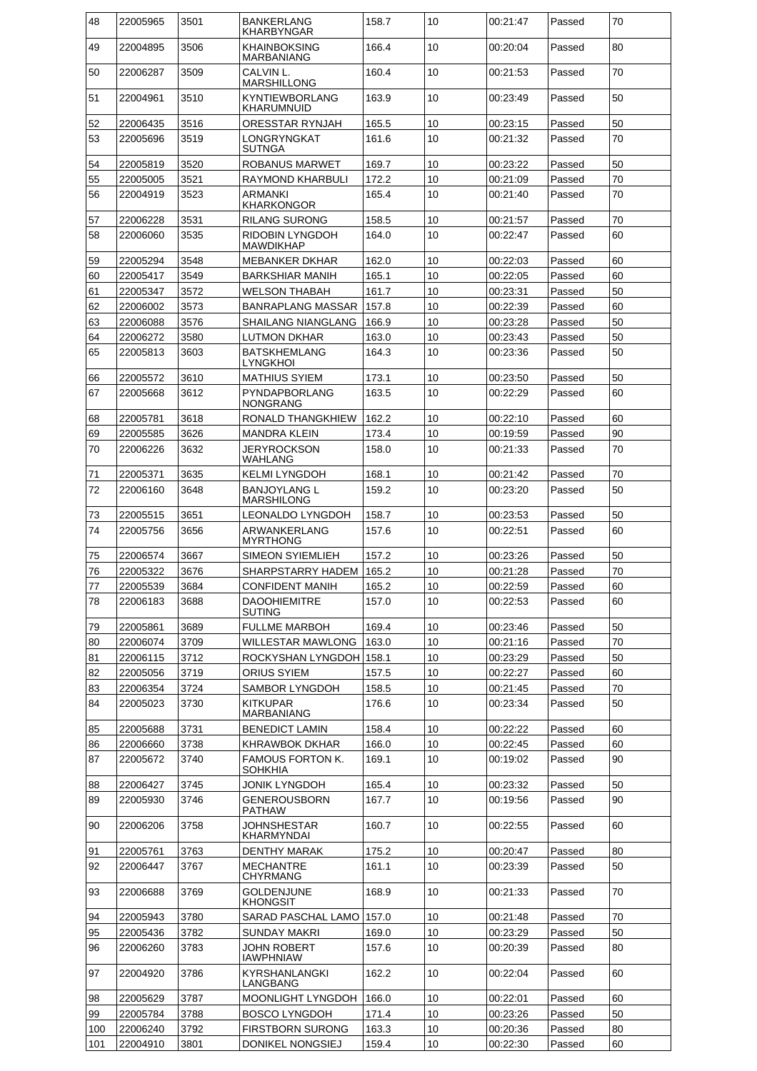| 48 | 22005965 | 3501 | BANKERLANG KHARBYNGAR | 158.7 | 10 | 00:21:47 | Passed | 70 |
|---|---|---|---|---|---|---|---|---|
| 49 | 22004895 | 3506 | KHAINBOKSING MARBANIANG | 166.4 | 10 | 00:20:04 | Passed | 80 |
| 50 | 22006287 | 3509 | CALVIN L. MARSHILLONG | 160.4 | 10 | 00:21:53 | Passed | 70 |
| 51 | 22004961 | 3510 | KYNTIEWBORLANG KHARUMNUID | 163.9 | 10 | 00:23:49 | Passed | 50 |
| 52 | 22006435 | 3516 | ORESSTAR RYNJAH | 165.5 | 10 | 00:23:15 | Passed | 50 |
| 53 | 22005696 | 3519 | LONGRYNGKAT SUTNGA | 161.6 | 10 | 00:21:32 | Passed | 70 |
| 54 | 22005819 | 3520 | ROBANUS MARWET | 169.7 | 10 | 00:23:22 | Passed | 50 |
| 55 | 22005005 | 3521 | RAYMOND KHARBULI | 172.2 | 10 | 00:21:09 | Passed | 70 |
| 56 | 22004919 | 3523 | ARMANKI KHARKONGOR | 165.4 | 10 | 00:21:40 | Passed | 70 |
| 57 | 22006228 | 3531 | RILANG SURONG | 158.5 | 10 | 00:21:57 | Passed | 70 |
| 58 | 22006060 | 3535 | RIDOBIN LYNGDOH MAWDIKHAP | 164.0 | 10 | 00:22:47 | Passed | 60 |
| 59 | 22005294 | 3548 | MEBANKER DKHAR | 162.0 | 10 | 00:22:03 | Passed | 60 |
| 60 | 22005417 | 3549 | BARKSHIAR MANIH | 165.1 | 10 | 00:22:05 | Passed | 60 |
| 61 | 22005347 | 3572 | WELSON THABAH | 161.7 | 10 | 00:23:31 | Passed | 50 |
| 62 | 22006002 | 3573 | BANRAPLANG MASSAR | 157.8 | 10 | 00:22:39 | Passed | 60 |
| 63 | 22006088 | 3576 | SHAILANG NIANGLANG | 166.9 | 10 | 00:23:28 | Passed | 50 |
| 64 | 22006272 | 3580 | LUTMON DKHAR | 163.0 | 10 | 00:23:43 | Passed | 50 |
| 65 | 22005813 | 3603 | BATSKHEMLANG LYNGKHOI | 164.3 | 10 | 00:23:36 | Passed | 50 |
| 66 | 22005572 | 3610 | MATHIUS SYIEM | 173.1 | 10 | 00:23:50 | Passed | 50 |
| 67 | 22005668 | 3612 | PYNDAPBORLANG NONGRANG | 163.5 | 10 | 00:22:29 | Passed | 60 |
| 68 | 22005781 | 3618 | RONALD THANGKHIEW | 162.2 | 10 | 00:22:10 | Passed | 60 |
| 69 | 22005585 | 3626 | MANDRA KLEIN | 173.4 | 10 | 00:19:59 | Passed | 90 |
| 70 | 22006226 | 3632 | JERYROCKSON WAHLANG | 158.0 | 10 | 00:21:33 | Passed | 70 |
| 71 | 22005371 | 3635 | KELMI LYNGDOH | 168.1 | 10 | 00:21:42 | Passed | 70 |
| 72 | 22006160 | 3648 | BANJOYLANG L MARSHILONG | 159.2 | 10 | 00:23:20 | Passed | 50 |
| 73 | 22005515 | 3651 | LEONALDO LYNGDOH | 158.7 | 10 | 00:23:53 | Passed | 50 |
| 74 | 22005756 | 3656 | ARWANKERLANG MYRTHONG | 157.6 | 10 | 00:22:51 | Passed | 60 |
| 75 | 22006574 | 3667 | SIMEON SYIEMLIEH | 157.2 | 10 | 00:23:26 | Passed | 50 |
| 76 | 22005322 | 3676 | SHARPSTARRY HADEM | 165.2 | 10 | 00:21:28 | Passed | 70 |
| 77 | 22005539 | 3684 | CONFIDENT MANIH | 165.2 | 10 | 00:22:59 | Passed | 60 |
| 78 | 22006183 | 3688 | DAOOHIEMITRE SUTING | 157.0 | 10 | 00:22:53 | Passed | 60 |
| 79 | 22005861 | 3689 | FULLME MARBOH | 169.4 | 10 | 00:23:46 | Passed | 50 |
| 80 | 22006074 | 3709 | WILLESTAR MAWLONG | 163.0 | 10 | 00:21:16 | Passed | 70 |
| 81 | 22006115 | 3712 | ROCKYSHAN LYNGDOH | 158.1 | 10 | 00:23:29 | Passed | 50 |
| 82 | 22005056 | 3719 | ORIUS SYIEM | 157.5 | 10 | 00:22:27 | Passed | 60 |
| 83 | 22006354 | 3724 | SAMBOR LYNGDOH | 158.5 | 10 | 00:21:45 | Passed | 70 |
| 84 | 22005023 | 3730 | KITKUPAR MARBANIANG | 176.6 | 10 | 00:23:34 | Passed | 50 |
| 85 | 22005688 | 3731 | BENEDICT LAMIN | 158.4 | 10 | 00:22:22 | Passed | 60 |
| 86 | 22006660 | 3738 | KHRAWBOK DKHAR | 166.0 | 10 | 00:22:45 | Passed | 60 |
| 87 | 22005672 | 3740 | FAMOUS FORTON K. SOHKHIA | 169.1 | 10 | 00:19:02 | Passed | 90 |
| 88 | 22006427 | 3745 | JONIK LYNGDOH | 165.4 | 10 | 00:23:32 | Passed | 50 |
| 89 | 22005930 | 3746 | GENEROUSBORN PATHAW | 167.7 | 10 | 00:19:56 | Passed | 90 |
| 90 | 22006206 | 3758 | JOHNSHESTAR KHARMYNDAI | 160.7 | 10 | 00:22:55 | Passed | 60 |
| 91 | 22005761 | 3763 | DENTHY MARAK | 175.2 | 10 | 00:20:47 | Passed | 80 |
| 92 | 22006447 | 3767 | MECHANTRE CHYRMANG | 161.1 | 10 | 00:23:39 | Passed | 50 |
| 93 | 22006688 | 3769 | GOLDENJUNE KHONGSIT | 168.9 | 10 | 00:21:33 | Passed | 70 |
| 94 | 22005943 | 3780 | SARAD PASCHAL LAMO | 157.0 | 10 | 00:21:48 | Passed | 70 |
| 95 | 22005436 | 3782 | SUNDAY MAKRI | 169.0 | 10 | 00:23:29 | Passed | 50 |
| 96 | 22006260 | 3783 | JOHN ROBERT IAWPHNIAW | 157.6 | 10 | 00:20:39 | Passed | 80 |
| 97 | 22004920 | 3786 | KYRSHANLANGKI LANGBANG | 162.2 | 10 | 00:22:04 | Passed | 60 |
| 98 | 22005629 | 3787 | MOONLIGHT LYNGDOH | 166.0 | 10 | 00:22:01 | Passed | 60 |
| 99 | 22005784 | 3788 | BOSCO LYNGDOH | 171.4 | 10 | 00:23:26 | Passed | 50 |
| 100 | 22006240 | 3792 | FIRSTBORN SURONG | 163.3 | 10 | 00:20:36 | Passed | 80 |
| 101 | 22004910 | 3801 | DONIKEL NONGSIEJ | 159.4 | 10 | 00:22:30 | Passed | 60 |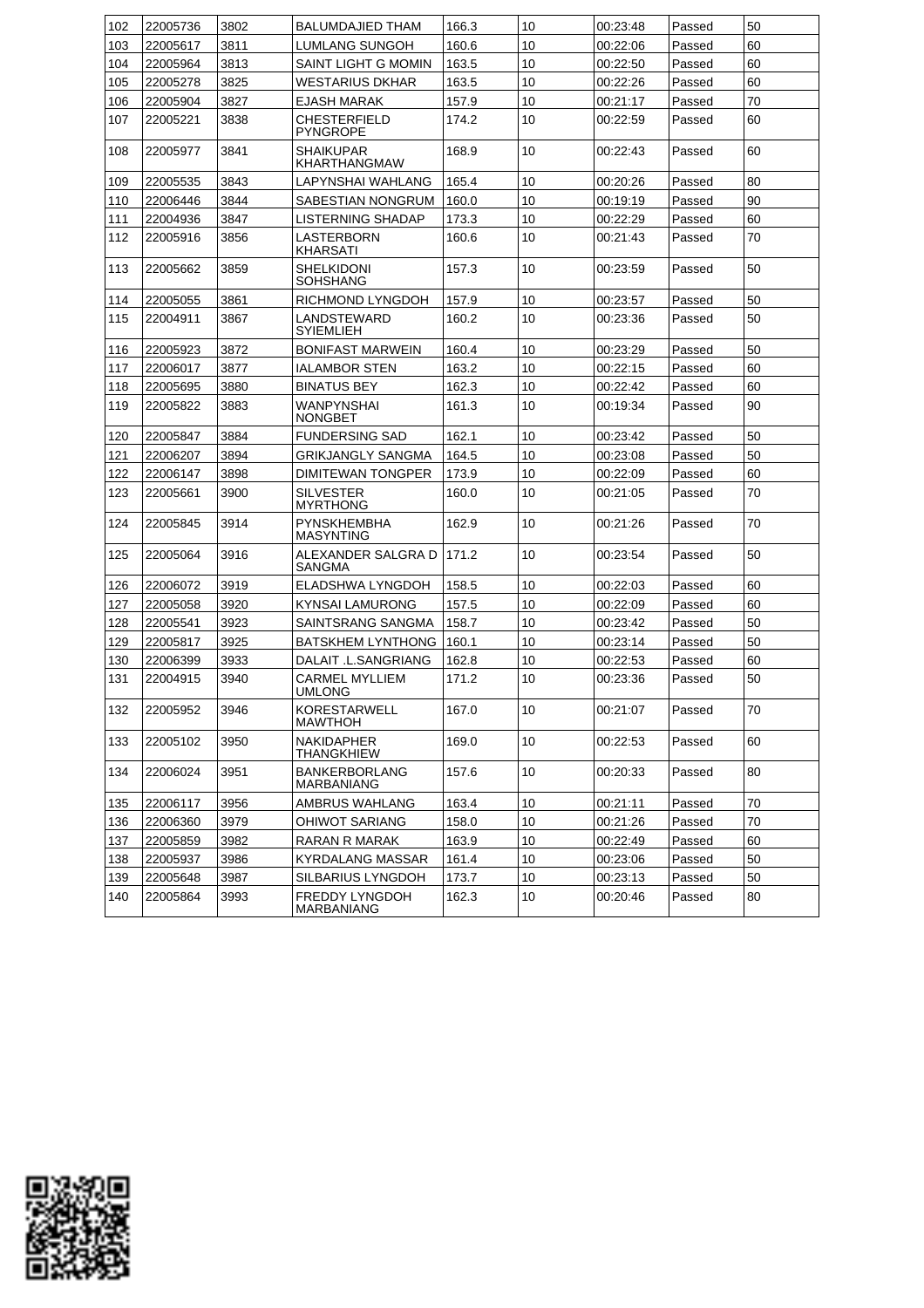| | | | | | | | | |
|---|---|---|---|---|---|---|---|---|
| 102 | 22005736 | 3802 | BALUMDAJIED THAM | 166.3 | 10 | 00:23:48 | Passed | 50 |
| 103 | 22005617 | 3811 | LUMLANG SUNGOH | 160.6 | 10 | 00:22:06 | Passed | 60 |
| 104 | 22005964 | 3813 | SAINT LIGHT G MOMIN | 163.5 | 10 | 00:22:50 | Passed | 60 |
| 105 | 22005278 | 3825 | WESTARIUS DKHAR | 163.5 | 10 | 00:22:26 | Passed | 60 |
| 106 | 22005904 | 3827 | EJASH MARAK | 157.9 | 10 | 00:21:17 | Passed | 70 |
| 107 | 22005221 | 3838 | CHESTERFIELD PYNGROPE | 174.2 | 10 | 00:22:59 | Passed | 60 |
| 108 | 22005977 | 3841 | SHAIKUPAR KHARTHANGMAW | 168.9 | 10 | 00:22:43 | Passed | 60 |
| 109 | 22005535 | 3843 | LAPYNSHAI WAHLANG | 165.4 | 10 | 00:20:26 | Passed | 80 |
| 110 | 22006446 | 3844 | SABESTIAN NONGRUM | 160.0 | 10 | 00:19:19 | Passed | 90 |
| 111 | 22004936 | 3847 | LISTERNING SHADAP | 173.3 | 10 | 00:22:29 | Passed | 60 |
| 112 | 22005916 | 3856 | LASTERBORN KHARSATI | 160.6 | 10 | 00:21:43 | Passed | 70 |
| 113 | 22005662 | 3859 | SHELKIDONI SOHSHANG | 157.3 | 10 | 00:23:59 | Passed | 50 |
| 114 | 22005055 | 3861 | RICHMOND LYNGDOH | 157.9 | 10 | 00:23:57 | Passed | 50 |
| 115 | 22004911 | 3867 | LANDSTEWARD SYIEMLIEH | 160.2 | 10 | 00:23:36 | Passed | 50 |
| 116 | 22005923 | 3872 | BONIFAST MARWEIN | 160.4 | 10 | 00:23:29 | Passed | 50 |
| 117 | 22006017 | 3877 | IALAMBOR STEN | 163.2 | 10 | 00:22:15 | Passed | 60 |
| 118 | 22005695 | 3880 | BINATUS BEY | 162.3 | 10 | 00:22:42 | Passed | 60 |
| 119 | 22005822 | 3883 | WANPYNSHAI NONGBET | 161.3 | 10 | 00:19:34 | Passed | 90 |
| 120 | 22005847 | 3884 | FUNDERSING SAD | 162.1 | 10 | 00:23:42 | Passed | 50 |
| 121 | 22006207 | 3894 | GRIKJANGLY SANGMA | 164.5 | 10 | 00:23:08 | Passed | 50 |
| 122 | 22006147 | 3898 | DIMITEWAN TONGPER | 173.9 | 10 | 00:22:09 | Passed | 60 |
| 123 | 22005661 | 3900 | SILVESTER MYRTHONG | 160.0 | 10 | 00:21:05 | Passed | 70 |
| 124 | 22005845 | 3914 | PYNSKHEMBHA MASYNTING | 162.9 | 10 | 00:21:26 | Passed | 70 |
| 125 | 22005064 | 3916 | ALEXANDER SALGRA D SANGMA | 171.2 | 10 | 00:23:54 | Passed | 50 |
| 126 | 22006072 | 3919 | ELADSHWA LYNGDOH | 158.5 | 10 | 00:22:03 | Passed | 60 |
| 127 | 22005058 | 3920 | KYNSAI LAMURONG | 157.5 | 10 | 00:22:09 | Passed | 60 |
| 128 | 22005541 | 3923 | SAINTSRANG SANGMA | 158.7 | 10 | 00:23:42 | Passed | 50 |
| 129 | 22005817 | 3925 | BATSKHEM LYNTHONG | 160.1 | 10 | 00:23:14 | Passed | 50 |
| 130 | 22006399 | 3933 | DALAIT .L.SANGRIANG | 162.8 | 10 | 00:22:53 | Passed | 60 |
| 131 | 22004915 | 3940 | CARMEL MYLLIEM UMLONG | 171.2 | 10 | 00:23:36 | Passed | 50 |
| 132 | 22005952 | 3946 | KORESTARWELL MAWTHOH | 167.0 | 10 | 00:21:07 | Passed | 70 |
| 133 | 22005102 | 3950 | NAKIDAPHER THANGKHIEW | 169.0 | 10 | 00:22:53 | Passed | 60 |
| 134 | 22006024 | 3951 | BANKERBORLANG MARBANIANG | 157.6 | 10 | 00:20:33 | Passed | 80 |
| 135 | 22006117 | 3956 | AMBRUS WAHLANG | 163.4 | 10 | 00:21:11 | Passed | 70 |
| 136 | 22006360 | 3979 | OHIWOT SARIANG | 158.0 | 10 | 00:21:26 | Passed | 70 |
| 137 | 22005859 | 3982 | RARAN R MARAK | 163.9 | 10 | 00:22:49 | Passed | 60 |
| 138 | 22005937 | 3986 | KYRDALANG MASSAR | 161.4 | 10 | 00:23:06 | Passed | 50 |
| 139 | 22005648 | 3987 | SILBARIUS LYNGDOH | 173.7 | 10 | 00:23:13 | Passed | 50 |
| 140 | 22005864 | 3993 | FREDDY LYNGDOH MARBANIANG | 162.3 | 10 | 00:20:46 | Passed | 80 |